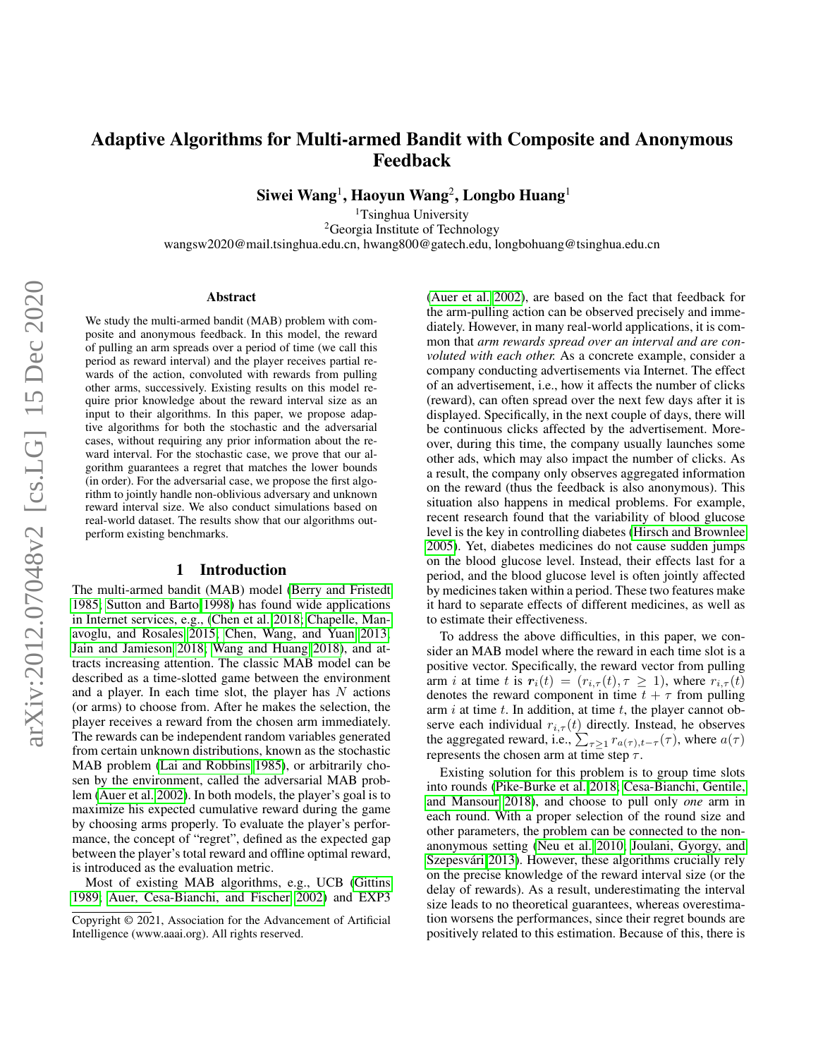# Adaptive Algorithms for Multi-armed Bandit with Composite and Anonymous Feedback

**Siwei Wang**[1], **Haoyun Wang**[2], **Longbo Huang**[1]

[1]Tsinghua University
[2]Georgia Institute of Technology
wangsw2020@mail.tsinghua.edu.cn, hwang800@gatech.edu, longbohuang@tsinghua.edu.cn

## Abstract

We study the multi-armed bandit (MAB) problem with composite and anonymous feedback. In this model, the reward of pulling an arm spreads over a period of time (we call this period as reward interval) and the player receives partial rewards of the action, convoluted with rewards from pulling other arms, successively. Existing results on this model require prior knowledge about the reward interval size as an input to their algorithms. In this paper, we propose adaptive algorithms for both the stochastic and the adversarial cases, without requiring any prior information about the reward interval. For the stochastic case, we prove that our algorithm guarantees a regret that matches the lower bounds (in order). For the adversarial case, we propose the first algorithm to jointly handle non-oblivious adversary and unknown reward interval size. We also conduct simulations based on real-world dataset. The results show that our algorithms outperform existing benchmarks.

## 1 Introduction

The multi-armed bandit (MAB) model (Berry and Fristedt 1985; Sutton and Barto 1998) has found wide applications in Internet services, e.g., (Chen et al. 2018; Chapelle, Manavoglu, and Rosales 2015; Chen, Wang, and Yuan 2013; Jain and Jamieson 2018; Wang and Huang 2018), and attracts increasing attention. The classic MAB model can be described as a time-slotted game between the environment and a player. In each time slot, the player has $N$ actions (or arms) to choose from. After he makes the selection, the player receives a reward from the chosen arm immediately. The rewards can be independent random variables generated from certain unknown distributions, known as the stochastic MAB problem (Lai and Robbins 1985), or arbitrarily chosen by the environment, called the adversarial MAB problem (Auer et al. 2002). In both models, the player's goal is to maximize his expected cumulative reward during the game by choosing arms properly. To evaluate the player's performance, the concept of "regret", defined as the expected gap between the player's total reward and offline optimal reward, is introduced as the evaluation metric.

Most of existing MAB algorithms, e.g., UCB (Gittins 1989; Auer, Cesa-Bianchi, and Fischer 2002) and EXP3 (Auer et al. 2002), are based on the fact that feedback for the arm-pulling action can be observed precisely and immediately. However, in many real-world applications, it is common that *arm rewards spread over an interval and are convoluted with each other.* As a concrete example, consider a company conducting advertisements via Internet. The effect of an advertisement, i.e., how it affects the number of clicks (reward), can often spread over the next few days after it is displayed. Specifically, in the next couple of days, there will be continuous clicks affected by the advertisement. Moreover, during this time, the company usually launches some other ads, which may also impact the number of clicks. As a result, the company only observes aggregated information on the reward (thus the feedback is also anonymous). This situation also happens in medical problems. For example, recent research found that the variability of blood glucose level is the key in controlling diabetes (Hirsch and Brownlee 2005). Yet, diabetes medicines do not cause sudden jumps on the blood glucose level. Instead, their effects last for a period, and the blood glucose level is often jointly affected by medicines taken within a period. These two features make it hard to separate effects of different medicines, as well as to estimate their effectiveness.

To address the above difficulties, in this paper, we consider an MAB model where the reward in each time slot is a positive vector. Specifically, the reward vector from pulling arm $i$ at time $t$ is $\boldsymbol{r}_i(t) = (r_{i,\tau}(t), \tau \geq 1)$, where $r_{i,\tau}(t)$ denotes the reward component in time $t + \tau$ from pulling arm $i$ at time $t$. In addition, at time $t$, the player cannot observe each individual $r_{i,\tau}(t)$ directly. Instead, he observes the aggregated reward, i.e., $\sum_{\tau \geq 1} r_{a(\tau), t-\tau}(\tau)$, where $a(\tau)$ represents the chosen arm at time step $\tau$.

Existing solution for this problem is to group time slots into rounds (Pike-Burke et al. 2018; Cesa-Bianchi, Gentile, and Mansour 2018), and choose to pull only *one* arm in each round. With a proper selection of the round size and other parameters, the problem can be connected to the non-anonymous setting (Neu et al. 2010; Joulani, Gyorgy, and Szepesvári 2013). However, these algorithms crucially rely on the precise knowledge of the reward interval size (or the delay of rewards). As a result, underestimating the interval size leads to no theoretical guarantees, whereas overestimation worsens the performances, since their regret bounds are positively related to this estimation. Because of this, there is

Copyright © 2021, Association for the Advancement of Artificial Intelligence (www.aaai.org). All rights reserved.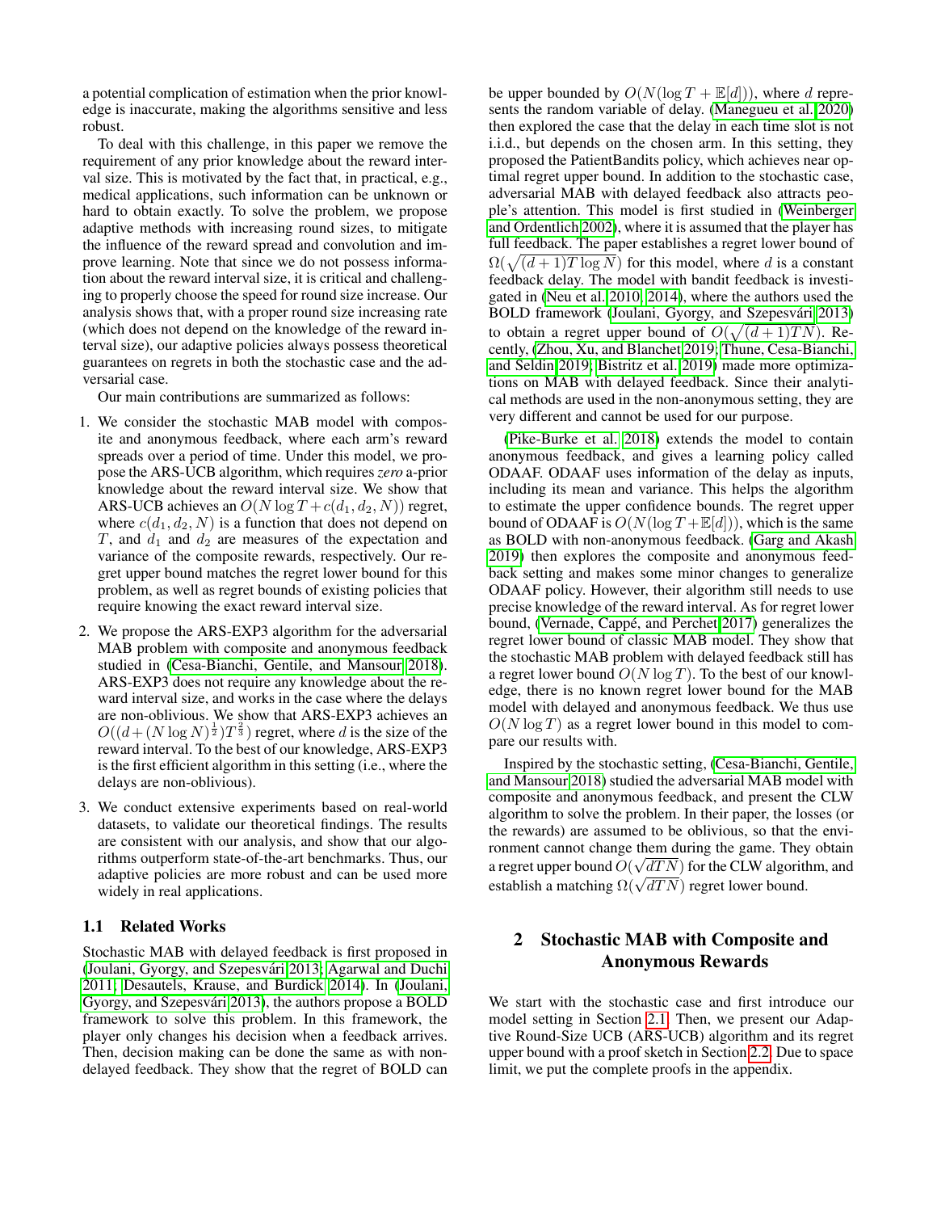a potential complication of estimation when the prior knowledge is inaccurate, making the algorithms sensitive and less robust.

To deal with this challenge, in this paper we remove the requirement of any prior knowledge about the reward interval size. This is motivated by the fact that, in practical, e.g., medical applications, such information can be unknown or hard to obtain exactly. To solve the problem, we propose adaptive methods with increasing round sizes, to mitigate the influence of the reward spread and convolution and improve learning. Note that since we do not possess information about the reward interval size, it is critical and challenging to properly choose the speed for round size increase. Our analysis shows that, with a proper round size increasing rate (which does not depend on the knowledge of the reward interval size), our adaptive policies always possess theoretical guarantees on regrets in both the stochastic case and the adversarial case.

Our main contributions are summarized as follows:

1. We consider the stochastic MAB model with composite and anonymous feedback, where each arm's reward spreads over a period of time. Under this model, we propose the ARS-UCB algorithm, which requires *zero* a-prior knowledge about the reward interval size. We show that ARS-UCB achieves an $O(N \log T + c(d_1, d_2, N))$ regret, where $c(d_1, d_2, N)$ is a function that does not depend on $T$, and $d_1$ and $d_2$ are measures of the expectation and variance of the composite rewards, respectively. Our regret upper bound matches the regret lower bound for this problem, as well as regret bounds of existing policies that require knowing the exact reward interval size.
2. We propose the ARS-EXP3 algorithm for the adversarial MAB problem with composite and anonymous feedback studied in (Cesa-Bianchi, Gentile, and Mansour 2018). ARS-EXP3 does not require any knowledge about the reward interval size, and works in the case where the delays are non-oblivious. We show that ARS-EXP3 achieves an $O((d+(N\log N)^{\frac{1}{2}})T^{\frac{2}{3}})$ regret, where $d$ is the size of the reward interval. To the best of our knowledge, ARS-EXP3 is the first efficient algorithm in this setting (i.e., where the delays are non-oblivious).
3. We conduct extensive experiments based on real-world datasets, to validate our theoretical findings. The results are consistent with our analysis, and show that our algorithms outperform state-of-the-art benchmarks. Thus, our adaptive policies are more robust and can be used more widely in real applications.

### 1.1 Related Works

Stochastic MAB with delayed feedback is first proposed in (Joulani, Gyorgy, and Szepesvári 2013; Agarwal and Duchi 2011; Desautels, Krause, and Burdick 2014). In (Joulani, Gyorgy, and Szepesvári 2013), the authors propose a BOLD framework to solve this problem. In this framework, the player only changes his decision when a feedback arrives. Then, decision making can be done the same as with non-delayed feedback. They show that the regret of BOLD can be upper bounded by $O(N(\log T + \mathbb{E}[d]))$, where $d$ represents the random variable of delay. (Manegueu et al. 2020) then explored the case that the delay in each time slot is not i.i.d., but depends on the chosen arm. In this setting, they proposed the PatientBandits policy, which achieves near optimal regret upper bound. In addition to the stochastic case, adversarial MAB with delayed feedback also attracts people's attention. This model is first studied in (Weinberger and Ordentlich 2002), where it is assumed that the player has full feedback. The paper establishes a regret lower bound of $\Omega(\sqrt{(d+1)T\log N})$ for this model, where $d$ is a constant feedback delay. The model with bandit feedback is investigated in (Neu et al. 2010, 2014), where the authors used the BOLD framework (Joulani, Gyorgy, and Szepesvári 2013) to obtain a regret upper bound of $O(\sqrt{(d+1)TN})$. Recently, (Zhou, Xu, and Blanchet 2019; Thune, Cesa-Bianchi, and Seldin 2019; Bistritz et al. 2019) made more optimizations on MAB with delayed feedback. Since their analytical methods are used in the non-anonymous setting, they are very different and cannot be used for our purpose.

(Pike-Burke et al. 2018) extends the model to contain anonymous feedback, and gives a learning policy called ODAAF. ODAAF uses information of the delay as inputs, including its mean and variance. This helps the algorithm to estimate the upper confidence bounds. The regret upper bound of ODAAF is $O(N(\log T + \mathbb{E}[d]))$, which is the same as BOLD with non-anonymous feedback. (Garg and Akash 2019) then explores the composite and anonymous feedback setting and makes some minor changes to generalize ODAAF policy. However, their algorithm still needs to use precise knowledge of the reward interval. As for regret lower bound, (Vernade, Cappé, and Perchet 2017) generalizes the regret lower bound of classic MAB model. They show that the stochastic MAB problem with delayed feedback still has a regret lower bound $O(N \log T)$. To the best of our knowledge, there is no known regret lower bound for the MAB model with delayed and anonymous feedback. We thus use $O(N \log T)$ as a regret lower bound in this model to compare our results with.

Inspired by the stochastic setting, (Cesa-Bianchi, Gentile, and Mansour 2018) studied the adversarial MAB model with composite and anonymous feedback, and present the CLW algorithm to solve the problem. In their paper, the losses (or the rewards) are assumed to be oblivious, so that the environment cannot change them during the game. They obtain a regret upper bound $O(\sqrt{dTN})$ for the CLW algorithm, and establish a matching $\Omega(\sqrt{dTN})$ regret lower bound.

## 2 Stochastic MAB with Composite and Anonymous Rewards

We start with the stochastic case and first introduce our model setting in Section 2.1. Then, we present our Adaptive Round-Size UCB (ARS-UCB) algorithm and its regret upper bound with a proof sketch in Section 2.2. Due to space limit, we put the complete proofs in the appendix.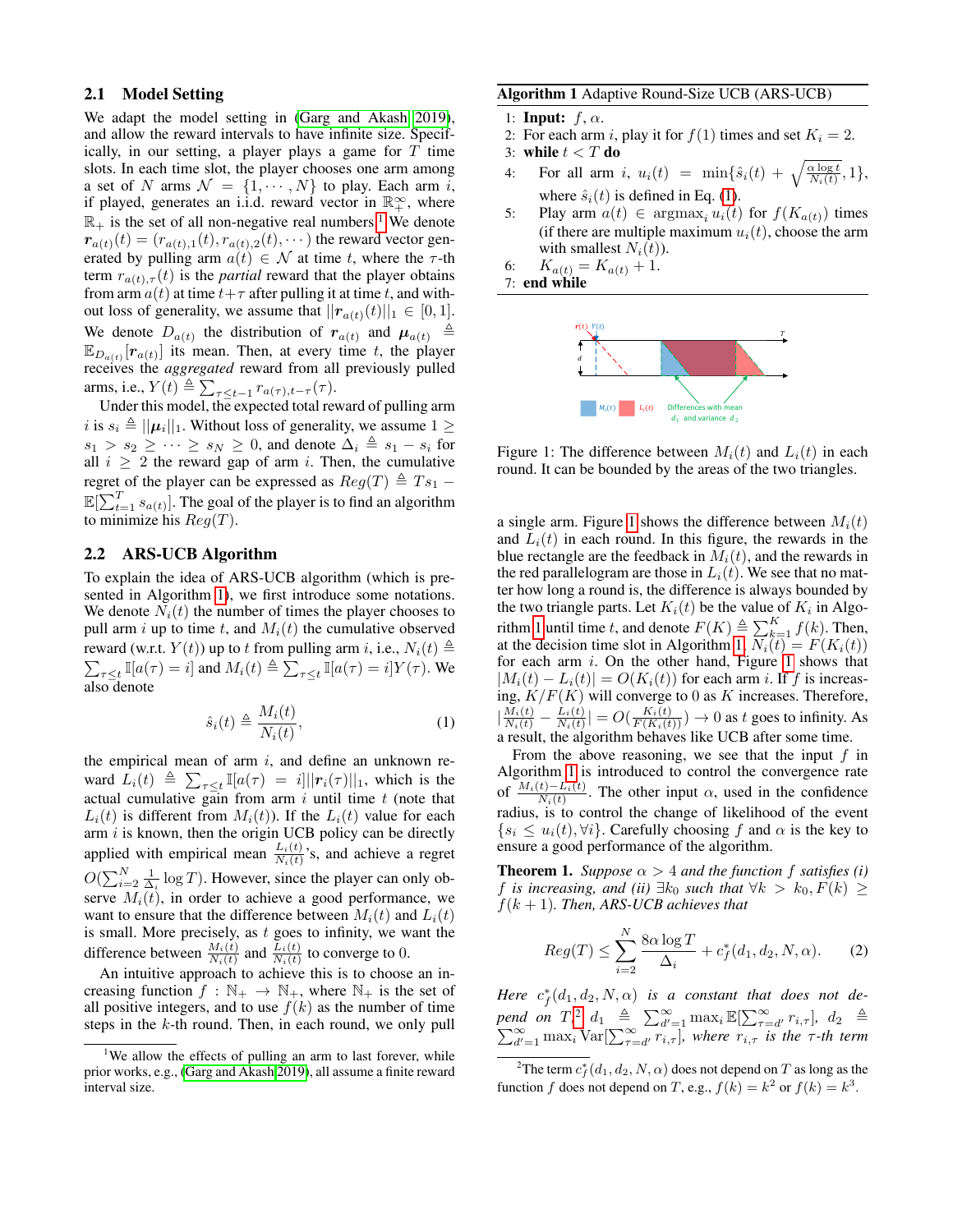### 2.1 Model Setting

We adapt the model setting in (Garg and Akash 2019), and allow the reward intervals to have infinite size. Specifically, in our setting, a player plays a game for $T$ time slots. In each time slot, the player chooses one arm among a set of $N$ arms $\mathcal{N} = \{1, \cdots, N\}$ to play. Each arm $i$, if played, generates an i.i.d. reward vector in $\mathbb{R}_+^\infty$, where $\mathbb{R}_+$ is the set of all non-negative real numbers.[1] We denote $\boldsymbol{r}_{a(t)}(t) = (r_{a(t),1}(t), r_{a(t),2}(t), \cdots)$ the reward vector generated by pulling arm $a(t) \in \mathcal{N}$ at time $t$, where the $\tau$-th term $r_{a(t),\tau}(t)$ is the *partial* reward that the player obtains from arm $a(t)$ at time $t+\tau$ after pulling it at time $t$, and without loss of generality, we assume that $||\boldsymbol{r}_{a(t)}(t)||_1 \in [0, 1]$. We denote $D_{a(t)}$ the distribution of $\boldsymbol{r}_{a(t)}$ and $\boldsymbol{\mu}_{a(t)} \triangleq \mathbb{E}_{D_{a(t)}}[\boldsymbol{r}_{a(t)}]$ its mean. Then, at every time $t$, the player receives the *aggregated* reward from all previously pulled arms, i.e., $Y(t) \triangleq \sum_{\tau \le t-1} r_{a(\tau), t-\tau}(\tau)$.

Under this model, the expected total reward of pulling arm $i$ is $s_i \triangleq ||\boldsymbol{\mu}_i||_1$. Without loss of generality, we assume $1 \ge s_1 > s_2 \ge \cdots \ge s_N \ge 0$, and denote $\Delta_i \triangleq s_1 - s_i$ for all $i \ge 2$ the reward gap of arm $i$. Then, the cumulative regret of the player can be expressed as $Reg(T) \triangleq Ts_1 - \mathbb{E}[\sum_{t=1}^T s_{a(t)}]$. The goal of the player is to find an algorithm to minimize his $Reg(T)$.

### 2.2 ARS-UCB Algorithm

To explain the idea of ARS-UCB algorithm (which is presented in Algorithm 1), we first introduce some notations. We denote $N_i(t)$ the number of times the player chooses to pull arm $i$ up to time $t$, and $M_i(t)$ the cumulative observed reward (w.r.t. $Y(t)$) up to $t$ from pulling arm $i$, i.e., $N_i(t) \triangleq \sum_{\tau \le t} \mathbb{I}[a(\tau) = i]$ and $M_i(t) \triangleq \sum_{\tau \le t} \mathbb{I}[a(\tau) = i] Y(\tau)$. We also denote

$$\hat{s}_i(t) \triangleq \frac{M_i(t)}{N_i(t)}, \tag{1}$$

the empirical mean of arm $i$, and define an unknown reward $L_i(t) \triangleq \sum_{\tau \le t} \mathbb{I}[a(\tau) = i] ||\boldsymbol{r}_i(\tau)||_1$, which is the actual cumulative gain from arm $i$ until time $t$ (note that $L_i(t)$ is different from $M_i(t)$). If the $L_i(t)$ value for each arm $i$ is known, then the origin UCB policy can be directly applied with empirical mean $\frac{L_i(t)}{N_i(t)}$'s, and achieve a regret $O(\sum_{i=2}^N \frac{1}{\Delta_i} \log T)$. However, since the player can only observe $M_i(t)$, in order to achieve a good performance, we want to ensure that the difference between $M_i(t)$ and $L_i(t)$ is small. More precisely, as $t$ goes to infinity, we want the difference between $\frac{M_i(t)}{N_i(t)}$ and $\frac{L_i(t)}{N_i(t)}$ to converge to 0.

An intuitive approach to achieve this is to choose an increasing function $f : \mathbb{N}_+ \to \mathbb{N}_+$, where $\mathbb{N}_+$ is the set of all positive integers, and to use $f(k)$ as the number of time steps in the $k$-th round. Then, in each round, we only pull a single arm. Figure 1 shows the difference between $M_i(t)$ and $L_i(t)$ in each round. In this figure, the rewards in the blue rectangle are the feedback in $M_i(t)$, and the rewards in the red parallelogram are those in $L_i(t)$. We see that no matter how long a round is, the difference is always bounded by the two triangle parts. Let $K_i(t)$ be the value of $K_i$ in Algorithm 1 until time $t$, and denote $F(K) \triangleq \sum_{k=1}^K f(k)$. Then, at the decision time slot in Algorithm 1, $N_i(t) = F(K_i(t))$ for each arm $i$. On the other hand, Figure 1 shows that $|M_i(t) - L_i(t)| = O(K_i(t))$ for each arm $i$. If $f$ is increasing, $K/F(K)$ will converge to 0 as $K$ increases. Therefore, $|\frac{M_i(t)}{N_i(t)} - \frac{L_i(t)}{N_i(t)}| = O(\frac{K_i(t)}{F(K_i(t))}) \to 0$ as $t$ goes to infinity. As a result, the algorithm behaves like UCB after some time.

From the above reasoning, we see that the input $f$ in Algorithm 1 is introduced to control the convergence rate of $\frac{M_i(t) - L_i(t)}{N_i(t)}$. The other input $\alpha$, used in the confidence radius, is to control the change of likelihood of the event $\{s_i \le u_i(t), \forall i\}$. Carefully choosing $f$ and $\alpha$ is the key to ensure a good performance of the algorithm.

---

**Algorithm 1** Adaptive Round-Size UCB (ARS-UCB)

1: **Input:** $f$, $\alpha$.
2: For each arm $i$, play it for $f(1)$ times and set $K_i = 2$.
3: **while** $t < T$ **do**
4: For all arm $i$, $u_i(t) = \min\{\hat{s}_i(t) + \sqrt{\frac{\alpha \log t}{N_i(t)}}, 1\}$, where $\hat{s}_i(t)$ is defined in Eq. (1).
5: Play arm $a(t) \in \mathrm{argmax}_i\, u_i(t)$ for $f(K_{a(t)})$ times (if there are multiple maximum $u_i(t)$, choose the arm with smallest $N_i(t)$).
6: $K_{a(t)} = K_{a(t)} + 1$.
7: **end while**

---

Figure 1: The difference between $M_i(t)$ and $L_i(t)$ in each round. It can be bounded by the areas of the two triangles.

**Theorem 1.** *Suppose $\alpha > 4$ and the function $f$ satisfies (i) $f$ is increasing, and (ii) $\exists k_0$ such that $\forall k > k_0, F(k) \ge f(k+1)$. Then, ARS-UCB achieves that*

$$Reg(T) \le \sum_{i=2}^N \frac{8\alpha \log T}{\Delta_i} + c_f^*(d_1, d_2, N, \alpha). \tag{2}$$

*Here $c_f^*(d_1, d_2, N, \alpha)$ is a constant that does not depend on $T$,*[2] *$d_1 \triangleq \sum_{d'=1}^\infty \max_i \mathbb{E}[\sum_{\tau=d'}^\infty r_{i,\tau}]$, $d_2 \triangleq \sum_{d'=1}^\infty \max_i \mathrm{Var}[\sum_{\tau=d'}^\infty r_{i,\tau}]$, where $r_{i,\tau}$ is the $\tau$-th term*

---

[1] We allow the effects of pulling an arm to last forever, while prior works, e.g., (Garg and Akash 2019), all assume a finite reward interval size.

[2] The term $c_f^*(d_1, d_2, N, \alpha)$ does not depend on $T$ as long as the function $f$ does not depend on $T$, e.g., $f(k) = k^2$ or $f(k) = k^3$.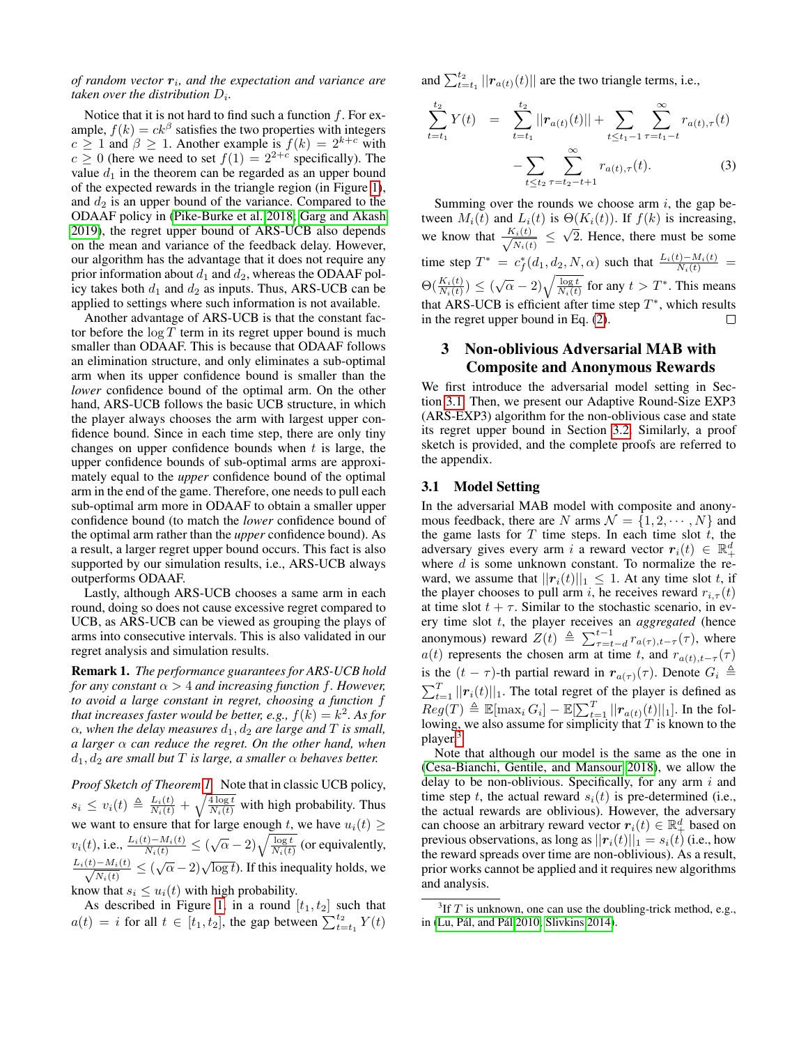*of random vector $\boldsymbol{r}_i$, and the expectation and variance are taken over the distribution $D_i$.*

Notice that it is not hard to find such a function $f$. For example, $f(k) = ck^\beta$ satisfies the two properties with integers $c \geq 1$ and $\beta \geq 1$. Another example is $f(k) = 2^{k+c}$ with $c \geq 0$ (here we need to set $f(1) = 2^{2+c}$ specifically). The value $d_1$ in the theorem can be regarded as an upper bound of the expected rewards in the triangle region (in Figure 1), and $d_2$ is an upper bound of the variance. Compared to the ODAAF policy in (Pike-Burke et al. 2018; Garg and Akash 2019), the regret upper bound of ARS-UCB also depends on the mean and variance of the feedback delay. However, our algorithm has the advantage that it does not require any prior information about $d_1$ and $d_2$, whereas the ODAAF policy takes both $d_1$ and $d_2$ as inputs. Thus, ARS-UCB can be applied to settings where such information is not available.

Another advantage of ARS-UCB is that the constant factor before the $\log T$ term in its regret upper bound is much smaller than ODAAF. This is because that ODAAF follows an elimination structure, and only eliminates a sub-optimal arm when its upper confidence bound is smaller than the *lower* confidence bound of the optimal arm. On the other hand, ARS-UCB follows the basic UCB structure, in which the player always chooses the arm with largest upper confidence bound. Since in each time step, there are only tiny changes on upper confidence bounds when $t$ is large, the upper confidence bounds of sub-optimal arms are approximately equal to the *upper* confidence bound of the optimal arm in the end of the game. Therefore, one needs to pull each sub-optimal arm more in ODAAF to obtain a smaller upper confidence bound (to match the *lower* confidence bound of the optimal arm rather than the *upper* confidence bound). As a result, a larger regret upper bound occurs. This fact is also supported by our simulation results, i.e., ARS-UCB always outperforms ODAAF.

Lastly, although ARS-UCB chooses a same arm in each round, doing so does not cause excessive regret compared to UCB, as ARS-UCB can be viewed as grouping the plays of arms into consecutive intervals. This is also validated in our regret analysis and simulation results.

**Remark 1.** *The performance guarantees for ARS-UCB hold for any constant $\alpha > 4$ and increasing function $f$. However, to avoid a large constant in regret, choosing a function $f$ that increases faster would be better, e.g., $f(k) = k^2$. As for $\alpha$, when the delay measures $d_1, d_2$ are large and $T$ is small, a larger $\alpha$ can reduce the regret. On the other hand, when $d_1, d_2$ are small but $T$ is large, a smaller $\alpha$ behaves better.*

*Proof Sketch of Theorem 1.* Note that in classic UCB policy, $s_i \leq v_i(t) \triangleq \frac{L_i(t)}{N_i(t)} + \sqrt{\frac{4\log t}{N_i(t)}}$ with high probability. Thus we want to ensure that for large enough $t$, we have $u_i(t) \geq v_i(t)$, i.e., $\frac{L_i(t)-M_i(t)}{N_i(t)} \leq (\sqrt{\alpha}-2)\sqrt{\frac{\log t}{N_i(t)}}$ (or equivalently, $\frac{L_i(t)-M_i(t)}{\sqrt{N_i(t)}} \leq (\sqrt{\alpha}-2)\sqrt{\log t}$). If this inequality holds, we know that $s_i \leq u_i(t)$ with high probability.

As described in Figure 1, in a round $[t_1, t_2]$ such that $a(t) = i$ for all $t \in [t_1, t_2]$, the gap between $\sum_{t=t_1}^{t_2} Y(t)$ and $\sum_{t=t_1}^{t_2} ||\boldsymbol{r}_{a(t)}(t)||$ are the two triangle terms, i.e.,

$$
\begin{aligned}
\sum_{t=t_1}^{t_2} Y(t) &= \sum_{t=t_1}^{t_2} ||\boldsymbol{r}_{a(t)}(t)|| + \sum_{t \leq t_1 - 1} \sum_{\tau = t_1 - t}^{\infty} r_{a(t),\tau}(t) \\
&\quad - \sum_{t \leq t_2} \sum_{\tau = t_2 - t + 1}^{\infty} r_{a(t),\tau}(t). \qquad (3)
\end{aligned}
$$

Summing over the rounds we choose arm $i$, the gap between $M_i(t)$ and $L_i(t)$ is $\Theta(K_i(t))$. If $f(k)$ is increasing, we know that $\frac{K_i(t)}{\sqrt{N_i(t)}} \leq \sqrt{2}$. Hence, there must be some time step $T^* = c_f^*(d_1, d_2, N, \alpha)$ such that $\frac{L_i(t)-M_i(t)}{N_i(t)} = \Theta(\frac{K_i(t)}{N_i(t)}) \leq (\sqrt{\alpha}-2)\sqrt{\frac{\log t}{N_i(t)}}$ for any $t > T^*$. This means that ARS-UCB is efficient after time step $T^*$, which results in the regret upper bound in Eq. (2). □

## 3 Non-oblivious Adversarial MAB with Composite and Anonymous Rewards

We first introduce the adversarial model setting in Section 3.1. Then, we present our Adaptive Round-Size EXP3 (ARS-EXP3) algorithm for the non-oblivious case and state its regret upper bound in Section 3.2. Similarly, a proof sketch is provided, and the complete proofs are referred to the appendix.

### 3.1 Model Setting

In the adversarial MAB model with composite and anonymous feedback, there are $N$ arms $\mathcal{N} = \{1, 2, \cdots, N\}$ and the game lasts for $T$ time steps. In each time slot $t$, the adversary gives every arm $i$ a reward vector $\boldsymbol{r}_i(t) \in \mathbb{R}_+^d$ where $d$ is some unknown constant. To normalize the reward, we assume that $||\boldsymbol{r}_i(t)||_1 \leq 1$. At any time slot $t$, if the player chooses to pull arm $i$, he receives reward $r_{i,\tau}(t)$ at time slot $t + \tau$. Similar to the stochastic scenario, in every time slot $t$, the player receives an *aggregated* (hence anonymous) reward $Z(t) \triangleq \sum_{\tau=t-d}^{t-1} r_{a(\tau),t-\tau}(\tau)$, where $a(t)$ represents the chosen arm at time $t$, and $r_{a(t),t-\tau}(\tau)$ is the $(t-\tau)$-th partial reward in $\boldsymbol{r}_{a(\tau)}(\tau)$. Denote $G_i \triangleq \sum_{t=1}^{T} ||\boldsymbol{r}_i(t)||_1$. The total regret of the player is defined as $Reg(T) \triangleq \mathbb{E}[\max_i G_i] - \mathbb{E}[\sum_{t=1}^{T} ||\boldsymbol{r}_{a(t)}(t)||_1]$. In the following, we also assume for simplicity that $T$ is known to the player.[3]

Note that although our model is the same as the one in (Cesa-Bianchi, Gentile, and Mansour 2018), we allow the delay to be non-oblivious. Specifically, for any arm $i$ and time step $t$, the actual reward $s_i(t)$ is pre-determined (i.e., the actual rewards are oblivious). However, the adversary can choose an arbitrary reward vector $\boldsymbol{r}_i(t) \in \mathbb{R}_+^d$ based on previous observations, as long as $||\boldsymbol{r}_i(t)||_1 = s_i(t)$ (i.e., how the reward spreads over time are non-oblivious). As a result, prior works cannot be applied and it requires new algorithms and analysis.

[3] If $T$ is unknown, one can use the doubling-trick method, e.g., in (Lu, Pál, and Pál 2010; Slivkins 2014).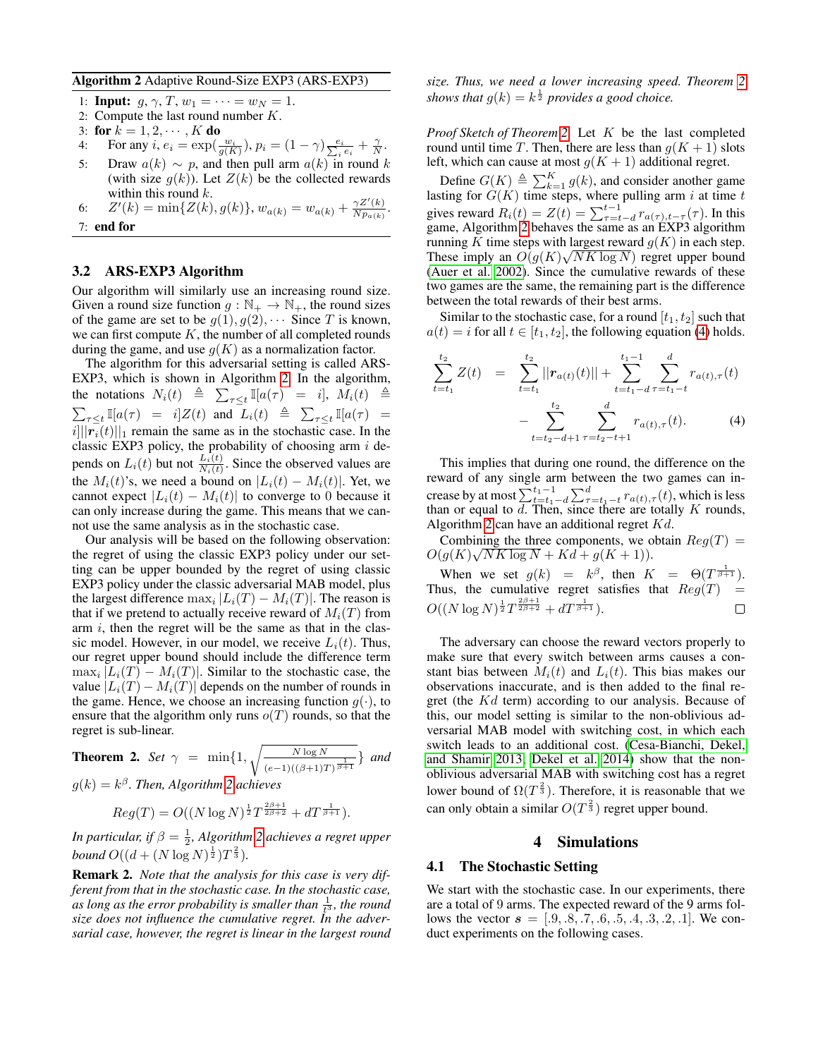**Algorithm 2** Adaptive Round-Size EXP3 (ARS-EXP3)

1: **Input:** $g, \gamma, T, w_1 = \cdots = w_N = 1$.
2: Compute the last round number $K$.
3: **for** $k = 1, 2, \cdots, K$ **do**
4: For any $i$, $e_i = \exp(\frac{w_i}{g(K)})$, $p_i = (1-\gamma)\frac{e_i}{\sum_i e_i} + \frac{\gamma}{N}$.
5: Draw $a(k) \sim p$, and then pull arm $a(k)$ in round $k$ (with size $g(k)$). Let $Z(k)$ be the collected rewards within this round $k$.
6: $Z'(k) = \min\{Z(k), g(k)\}$, $w_{a(k)} = w_{a(k)} + \frac{\gamma Z'(k)}{N p_{a(k)}}$.
7: **end for**

### 3.2 ARS-EXP3 Algorithm

Our algorithm will similarly use an increasing round size. Given a round size function $g: \mathbb{N}_+ \to \mathbb{N}_+$, the round sizes of the game are set to be $g(1), g(2), \cdots$ Since $T$ is known, we can first compute $K$, the number of all completed rounds during the game, and use $g(K)$ as a normalization factor.

The algorithm for this adversarial setting is called ARS-EXP3, which is shown in Algorithm 2. In the algorithm, the notations $N_i(t) \triangleq \sum_{\tau \le t} \mathbb{I}[a(\tau) = i]$, $M_i(t) \triangleq \sum_{\tau \le t} \mathbb{I}[a(\tau) = i] Z(t)$ and $L_i(t) \triangleq \sum_{\tau \le t} \mathbb{I}[a(\tau) = i] ||\boldsymbol{r}_i(t)||_1$ remain the same as in the stochastic case. In the classic EXP3 policy, the probability of choosing arm $i$ depends on $L_i(t)$ but not $\frac{L_i(t)}{N_i(t)}$. Since the observed values are the $M_i(t)$'s, we need a bound on $|L_i(t) - M_i(t)|$. Yet, we cannot expect $|L_i(t) - M_i(t)|$ to converge to 0 because it can only increase during the game. This means that we cannot use the same analysis as in the stochastic case.

Our analysis will be based on the following observation: the regret of using the classic EXP3 policy under our setting can be upper bounded by the regret of using classic EXP3 policy under the classic adversarial MAB model, plus the largest difference $\max_i |L_i(T) - M_i(T)|$. The reason is that if we pretend to actually receive reward of $M_i(T)$ from arm $i$, then the regret will be the same as that in the classic model. However, in our model, we receive $L_i(t)$. Thus, our regret upper bound should include the difference term $\max_i |L_i(T) - M_i(T)|$. Similar to the stochastic case, the value $|L_i(T) - M_i(T)|$ depends on the number of rounds in the game. Hence, we choose an increasing function $g(\cdot)$, to ensure that the algorithm only runs $o(T)$ rounds, so that the regret is sub-linear.

**Theorem 2.** *Set* $\gamma = \min\{1, \sqrt{\frac{N \log N}{(e-1)((\beta+1)T)^{\frac{1}{\beta+1}}}}\}$ *and* $g(k) = k^\beta$. *Then, Algorithm 2 achieves*

$$Reg(T) = O((N \log N)^{\frac{1}{2}} T^{\frac{2\beta+1}{2\beta+2}} + dT^{\frac{1}{\beta+1}}).$$

*In particular, if* $\beta = \frac{1}{2}$, *Algorithm 2 achieves a regret upper bound* $O((d + (N \log N)^{\frac{1}{2}})T^{\frac{2}{3}})$.

**Remark 2.** *Note that the analysis for this case is very different from that in the stochastic case. In the stochastic case, as long as the error probability is smaller than $\frac{1}{t^3}$, the round size does not influence the cumulative regret. In the adversarial case, however, the regret is linear in the largest round size. Thus, we need a lower increasing speed. Theorem 2 shows that $g(k) = k^{\frac{1}{2}}$ provides a good choice.*

*Proof Sketch of Theorem 2.* Let $K$ be the last completed round until time $T$. Then, there are less than $g(K+1)$ slots left, which can cause at most $g(K+1)$ additional regret.

Define $G(K) \triangleq \sum_{k=1}^{K} g(k)$, and consider another game lasting for $G(K)$ time steps, where pulling arm $i$ at time $t$ gives reward $R_i(t) = Z(t) = \sum_{\tau=t-d}^{t-1} r_{a(\tau), t-\tau}(\tau)$. In this game, Algorithm 2 behaves the same as an EXP3 algorithm running $K$ time steps with largest reward $g(K)$ in each step. These imply an $O(g(K)\sqrt{NK \log N})$ regret upper bound (Auer et al. 2002). Since the cumulative rewards of these two games are the same, the remaining part is the difference between the total rewards of their best arms.

Similar to the stochastic case, for a round $[t_1, t_2]$ such that $a(t) = i$ for all $t \in [t_1, t_2]$, the following equation (4) holds.

$$\sum_{t=t_1}^{t_2} Z(t) = \sum_{t=t_1}^{t_2} ||\boldsymbol{r}_{a(t)}(t)|| + \sum_{t=t_1-d}^{t_1-1} \sum_{\tau=t_1-t}^{d} r_{a(t),\tau}(t) - \sum_{t=t_2-d+1}^{t_2} \sum_{\tau=t_2-t+1}^{d} r_{a(t),\tau}(t). \quad (4)$$

This implies that during one round, the difference on the reward of any single arm between the two games can increase by at most $\sum_{t=t_1-d}^{t_1-1} \sum_{\tau=t_1-t}^{d} r_{a(t),\tau}(t)$, which is less than or equal to $d$. Then, since there are totally $K$ rounds, Algorithm 2 can have an additional regret $Kd$.

Combining the three components, we obtain $Reg(T) = O(g(K)\sqrt{NK \log N} + Kd + g(K+1))$.

When we set $g(k) = k^\beta$, then $K = \Theta(T^{\frac{1}{\beta+1}})$. Thus, the cumulative regret satisfies that $Reg(T) = O((N \log N)^{\frac{1}{2}} T^{\frac{2\beta+1}{2\beta+2}} + dT^{\frac{1}{\beta+1}})$. □

The adversary can choose the reward vectors properly to make sure that every switch between arms causes a constant bias between $M_i(t)$ and $L_i(t)$. This bias makes our observations inaccurate, and is then added to the final regret (the $Kd$ term) according to our analysis. Because of this, our model setting is similar to the non-oblivious adversarial MAB model with switching cost, in which each switch leads to an additional cost. (Cesa-Bianchi, Dekel, and Shamir 2013; Dekel et al. 2014) show that the non-oblivious adversarial MAB with switching cost has a regret lower bound of $\Omega(T^{\frac{2}{3}})$. Therefore, it is reasonable that we can only obtain a similar $O(T^{\frac{2}{3}})$ regret upper bound.

## 4 Simulations

### 4.1 The Stochastic Setting

We start with the stochastic case. In our experiments, there are a total of 9 arms. The expected reward of the 9 arms follows the vector $\boldsymbol{s} = [.9, .8, .7, .6, .5, .4, .3, .2, .1]$. We conduct experiments on the following cases.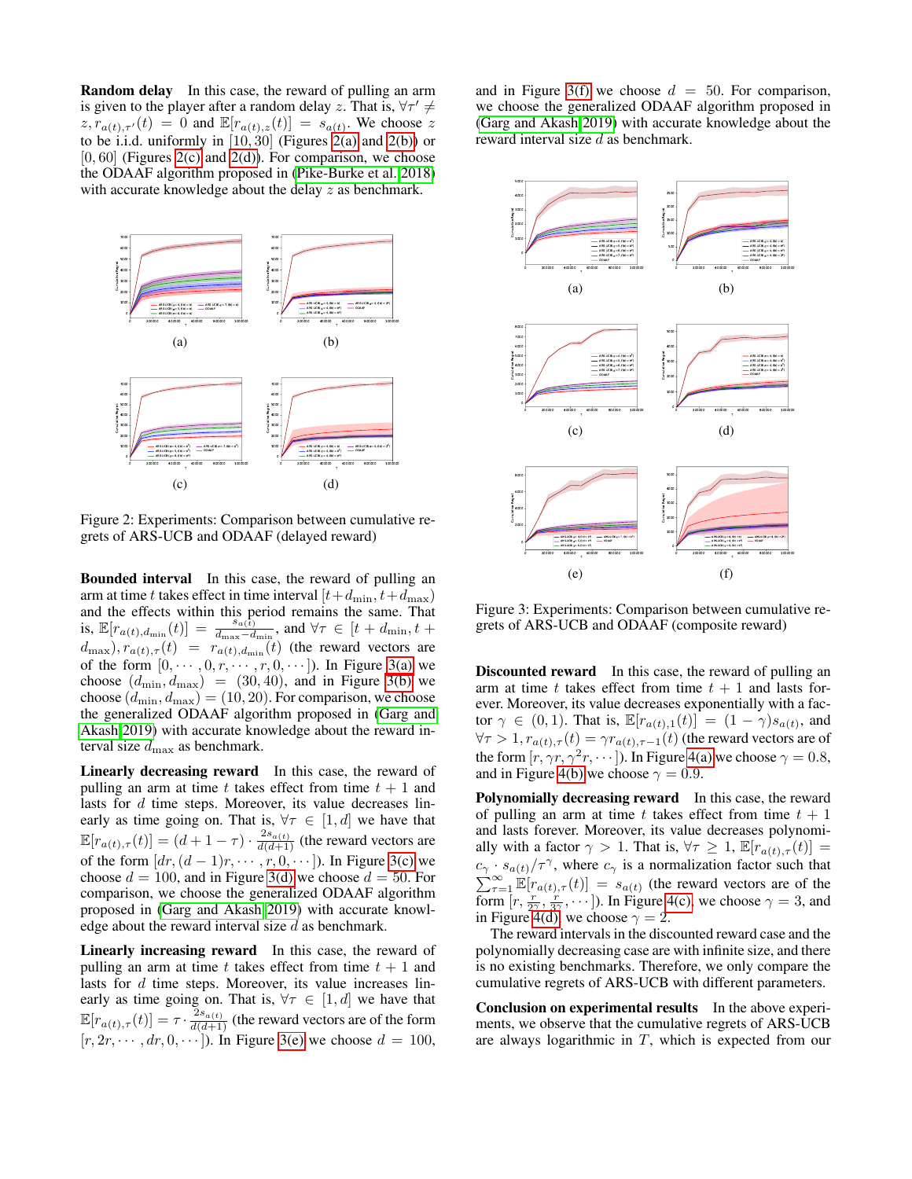**Random delay** In this case, the reward of pulling an arm is given to the player after a random delay $z$. That is, $\forall \tau' \neq z, r_{a(t),\tau'}(t) = 0$ and $\mathbb{E}[r_{a(t),z}(t)] = s_{a(t)}$. We choose $z$ to be i.i.d. uniformly in $[10, 30]$ (Figures 2(a) and 2(b)) or $[0, 60]$ (Figures 2(c) and 2(d)). For comparison, we choose the ODAAF algorithm proposed in (Pike-Burke et al. 2018) with accurate knowledge about the delay $z$ as benchmark.

Figure 2: Experiments: Comparison between cumulative regrets of ARS-UCB and ODAAF (delayed reward)

**Bounded interval** In this case, the reward of pulling an arm at time $t$ takes effect in time interval $[t+d_{\min}, t+d_{\max})$ and the effects within this period remains the same. That is, $\mathbb{E}[r_{a(t),d_{\min}}(t)] = \frac{s_{a(t)}}{d_{\max}-d_{\min}}$, and $\forall \tau \in [t+d_{\min}, t+d_{\max}), r_{a(t),\tau}(t) = r_{a(t),d_{\min}}(t)$ (the reward vectors are of the form $[0, \cdots, 0, r, \cdots, r, 0, \cdots]$). In Figure 3(a) we choose $(d_{\min}, d_{\max}) = (30, 40)$, and in Figure 3(b) we choose $(d_{\min}, d_{\max}) = (10, 20)$. For comparison, we choose the generalized ODAAF algorithm proposed in (Garg and Akash 2019) with accurate knowledge about the reward interval size $d_{\max}$ as benchmark.

**Linearly decreasing reward** In this case, the reward of pulling an arm at time $t$ takes effect from time $t+1$ and lasts for $d$ time steps. Moreover, its value decreases linearly as time going on. That is, $\forall \tau \in [1, d]$ we have that $\mathbb{E}[r_{a(t),\tau}(t)] = (d+1-\tau) \cdot \frac{2s_{a(t)}}{d(d+1)}$ (the reward vectors are of the form $[dr, (d-1)r, \cdots, r, 0, \cdots]$). In Figure 3(c) we choose $d = 100$, and in Figure 3(d) we choose $d = 50$. For comparison, we choose the generalized ODAAF algorithm proposed in (Garg and Akash 2019) with accurate knowledge about the reward interval size $d$ as benchmark.

**Linearly increasing reward** In this case, the reward of pulling an arm at time $t$ takes effect from time $t+1$ and lasts for $d$ time steps. Moreover, its value increases linearly as time going on. That is, $\forall \tau \in [1, d]$ we have that $\mathbb{E}[r_{a(t),\tau}(t)] = \tau \cdot \frac{2s_{a(t)}}{d(d+1)}$ (the reward vectors are of the form $[r, 2r, \cdots, dr, 0, \cdots]$). In Figure 3(e) we choose $d = 100$, and in Figure 3(f) we choose $d = 50$. For comparison, we choose the generalized ODAAF algorithm proposed in (Garg and Akash 2019) with accurate knowledge about the reward interval size $d$ as benchmark.

Figure 3: Experiments: Comparison between cumulative regrets of ARS-UCB and ODAAF (composite reward)

**Discounted reward** In this case, the reward of pulling an arm at time $t$ takes effect from time $t+1$ and lasts forever. Moreover, its value decreases exponentially with a factor $\gamma \in (0, 1)$. That is, $\mathbb{E}[r_{a(t),1}(t)] = (1-\gamma)s_{a(t)}$, and $\forall \tau > 1, r_{a(t),\tau}(t) = \gamma r_{a(t),\tau-1}(t)$ (the reward vectors are of the form $[r, \gamma r, \gamma^2 r, \cdots]$). In Figure 4(a) we choose $\gamma = 0.8$, and in Figure 4(b) we choose $\gamma = 0.9$.

**Polynomially decreasing reward** In this case, the reward of pulling an arm at time $t$ takes effect from time $t+1$ and lasts forever. Moreover, its value decreases polynomially with a factor $\gamma > 1$. That is, $\forall \tau \geq 1$, $\mathbb{E}[r_{a(t),\tau}(t)] = c_\gamma \cdot s_{a(t)}/\tau^\gamma$, where $c_\gamma$ is a normalization factor such that $\sum_{\tau=1}^{\infty} \mathbb{E}[r_{a(t),\tau}(t)] = s_{a(t)}$ (the reward vectors are of the form $[r, \frac{r}{2^\gamma}, \frac{r}{3^\gamma}, \cdots]$). In Figure 4(c), we choose $\gamma = 3$, and in Figure 4(d) we choose $\gamma = 2$.

The reward intervals in the discounted reward case and the polynomially decreasing case are with infinite size, and there is no existing benchmarks. Therefore, we only compare the cumulative regrets of ARS-UCB with different parameters.

**Conclusion on experimental results** In the above experiments, we observe that the cumulative regrets of ARS-UCB are always logarithmic in $T$, which is expected from our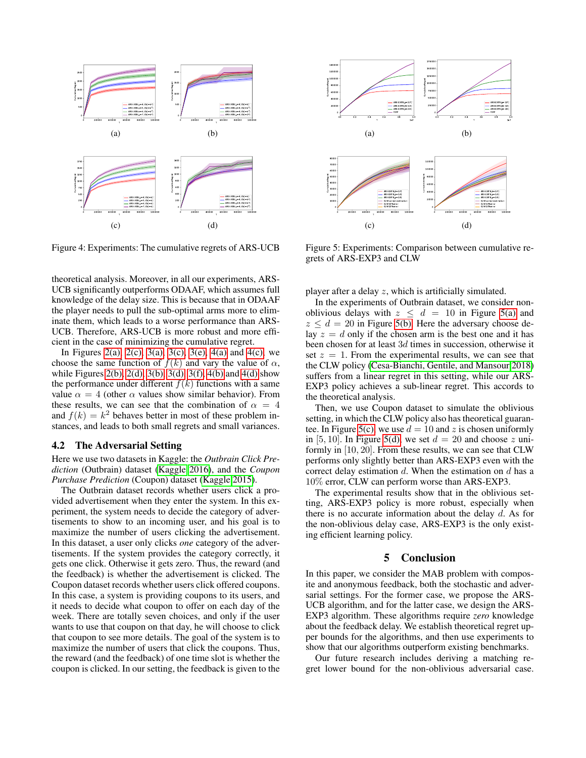(a) (b)

(c) (d)

Figure 4: Experiments: The cumulative regrets of ARS-UCB

(a) (b)

(c) (d)

Figure 5: Experiments: Comparison between cumulative regrets of ARS-EXP3 and CLW

theoretical analysis. Moreover, in all our experiments, ARS-UCB significantly outperforms ODAAF, which assumes full knowledge of the delay size. This is because that in ODAAF the player needs to pull the sub-optimal arms more to eliminate them, which leads to a worse performance than ARS-UCB. Therefore, ARS-UCB is more robust and more efficient in the case of minimizing the cumulative regret.

In Figures 2(a), 2(c), 3(a), 3(c), 3(e), 4(a) and 4(c), we choose the same function of $f(k)$ and vary the value of $\alpha$, while Figures 2(b), 2(d), 3(b), 3(d), 3(f), 4(b) and 4(d) show the performance under different $f(k)$ functions with a same value $\alpha = 4$ (other $\alpha$ values show similar behavior). From these results, we can see that the combination of $\alpha = 4$ and $f(k) = k^2$ behaves better in most of these problem instances, and leads to both small regrets and small variances.

### 4.2 The Adversarial Setting

Here we use two datasets in Kaggle: the *Outbrain Click Prediction* (Outbrain) dataset (Kaggle 2016), and the *Coupon Purchase Prediction* (Coupon) dataset (Kaggle 2015).

The Outbrain dataset records whether users click a provided advertisement when they enter the system. In this experiment, the system needs to decide the category of advertisements to show to an incoming user, and his goal is to maximize the number of users clicking the advertisement. In this dataset, a user only clicks *one* category of the advertisements. If the system provides the category correctly, it gets one click. Otherwise it gets zero. Thus, the reward (and the feedback) is whether the advertisement is clicked. The Coupon dataset records whether users click offered coupons. In this case, a system is providing coupons to its users, and it needs to decide what coupon to offer on each day of the week. There are totally seven choices, and only if the user wants to use that coupon on that day, he will choose to click that coupon to see more details. The goal of the system is to maximize the number of users that click the coupons. Thus, the reward (and the feedback) of one time slot is whether the coupon is clicked. In our setting, the feedback is given to the player after a delay $z$, which is artificially simulated.

In the experiments of Outbrain dataset, we consider non-oblivious delays with $z \leq d = 10$ in Figure 5(a) and $z \leq d = 20$ in Figure 5(b). Here the adversary choose delay $z = d$ only if the chosen arm is the best one and it has been chosen for at least $3d$ times in succession, otherwise it set $z = 1$. From the experimental results, we can see that the CLW policy (Cesa-Bianchi, Gentile, and Mansour 2018) suffers from a linear regret in this setting, while our ARS-EXP3 policy achieves a sub-linear regret. This accords to the theoretical analysis.

Then, we use Coupon dataset to simulate the oblivious setting, in which the CLW policy also has theoretical guarantee. In Figure 5(c), we use $d = 10$ and $z$ is chosen uniformly in $[5, 10]$. In Figure 5(d), we set $d = 20$ and choose $z$ uniformly in $[10, 20]$. From these results, we can see that CLW performs only slightly better than ARS-EXP3 even with the correct delay estimation $d$. When the estimation on $d$ has a $10\%$ error, CLW can perform worse than ARS-EXP3.

The experimental results show that in the oblivious setting, ARS-EXP3 policy is more robust, especially when there is no accurate information about the delay $d$. As for the non-oblivious delay case, ARS-EXP3 is the only existing efficient learning policy.

## 5 Conclusion

In this paper, we consider the MAB problem with composite and anonymous feedback, both the stochastic and adversarial settings. For the former case, we propose the ARS-UCB algorithm, and for the latter case, we design the ARS-EXP3 algorithm. These algorithms require *zero* knowledge about the feedback delay. We establish theoretical regret upper bounds for the algorithms, and then use experiments to show that our algorithms outperform existing benchmarks.

Our future research includes deriving a matching regret lower bound for the non-oblivious adversarial case.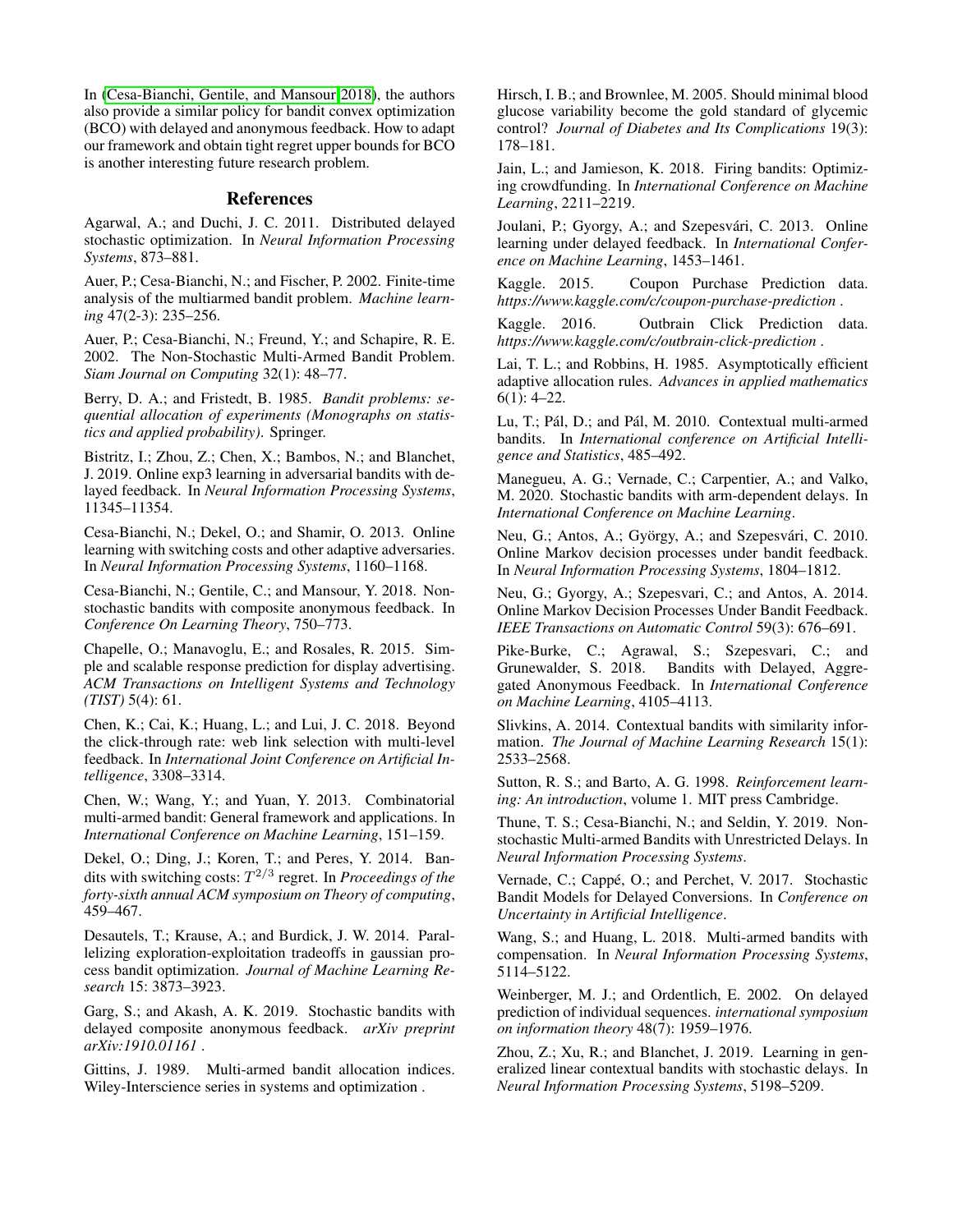In (Cesa-Bianchi, Gentile, and Mansour 2018), the authors also provide a similar policy for bandit convex optimization (BCO) with delayed and anonymous feedback. How to adapt our framework and obtain tight regret upper bounds for BCO is another interesting future research problem.

## References

Agarwal, A.; and Duchi, J. C. 2011. Distributed delayed stochastic optimization. In *Neural Information Processing Systems*, 873–881.

Auer, P.; Cesa-Bianchi, N.; and Fischer, P. 2002. Finite-time analysis of the multiarmed bandit problem. *Machine learning* 47(2-3): 235–256.

Auer, P.; Cesa-Bianchi, N.; Freund, Y.; and Schapire, R. E. 2002. The Non-Stochastic Multi-Armed Bandit Problem. *Siam Journal on Computing* 32(1): 48–77.

Berry, D. A.; and Fristedt, B. 1985. *Bandit problems: sequential allocation of experiments (Monographs on statistics and applied probability)*. Springer.

Bistritz, I.; Zhou, Z.; Chen, X.; Bambos, N.; and Blanchet, J. 2019. Online exp3 learning in adversarial bandits with delayed feedback. In *Neural Information Processing Systems*, 11345–11354.

Cesa-Bianchi, N.; Dekel, O.; and Shamir, O. 2013. Online learning with switching costs and other adaptive adversaries. In *Neural Information Processing Systems*, 1160–1168.

Cesa-Bianchi, N.; Gentile, C.; and Mansour, Y. 2018. Nonstochastic bandits with composite anonymous feedback. In *Conference On Learning Theory*, 750–773.

Chapelle, O.; Manavoglu, E.; and Rosales, R. 2015. Simple and scalable response prediction for display advertising. *ACM Transactions on Intelligent Systems and Technology (TIST)* 5(4): 61.

Chen, K.; Cai, K.; Huang, L.; and Lui, J. C. 2018. Beyond the click-through rate: web link selection with multi-level feedback. In *International Joint Conference on Artificial Intelligence*, 3308–3314.

Chen, W.; Wang, Y.; and Yuan, Y. 2013. Combinatorial multi-armed bandit: General framework and applications. In *International Conference on Machine Learning*, 151–159.

Dekel, O.; Ding, J.; Koren, T.; and Peres, Y. 2014. Bandits with switching costs: $T^{2/3}$ regret. In *Proceedings of the forty-sixth annual ACM symposium on Theory of computing*, 459–467.

Desautels, T.; Krause, A.; and Burdick, J. W. 2014. Parallelizing exploration-exploitation tradeoffs in gaussian process bandit optimization. *Journal of Machine Learning Research* 15: 3873–3923.

Garg, S.; and Akash, A. K. 2019. Stochastic bandits with delayed composite anonymous feedback. *arXiv preprint arXiv:1910.01161* .

Gittins, J. 1989. Multi-armed bandit allocation indices. Wiley-Interscience series in systems and optimization .

Hirsch, I. B.; and Brownlee, M. 2005. Should minimal blood glucose variability become the gold standard of glycemic control? *Journal of Diabetes and Its Complications* 19(3): 178–181.

Jain, L.; and Jamieson, K. 2018. Firing bandits: Optimizing crowdfunding. In *International Conference on Machine Learning*, 2211–2219.

Joulani, P.; Gyorgy, A.; and Szepesvári, C. 2013. Online learning under delayed feedback. In *International Conference on Machine Learning*, 1453–1461.

Kaggle. 2015. Coupon Purchase Prediction data. *https://www.kaggle.com/c/coupon-purchase-prediction* .

Kaggle. 2016. Outbrain Click Prediction data. *https://www.kaggle.com/c/outbrain-click-prediction* .

Lai, T. L.; and Robbins, H. 1985. Asymptotically efficient adaptive allocation rules. *Advances in applied mathematics* 6(1): 4–22.

Lu, T.; Pál, D.; and Pál, M. 2010. Contextual multi-armed bandits. In *International conference on Artificial Intelligence and Statistics*, 485–492.

Manegueu, A. G.; Vernade, C.; Carpentier, A.; and Valko, M. 2020. Stochastic bandits with arm-dependent delays. In *International Conference on Machine Learning*.

Neu, G.; Antos, A.; György, A.; and Szepesvári, C. 2010. Online Markov decision processes under bandit feedback. In *Neural Information Processing Systems*, 1804–1812.

Neu, G.; Gyorgy, A.; Szepesvari, C.; and Antos, A. 2014. Online Markov Decision Processes Under Bandit Feedback. *IEEE Transactions on Automatic Control* 59(3): 676–691.

Pike-Burke, C.; Agrawal, S.; Szepesvari, C.; and Grunewalder, S. 2018. Bandits with Delayed, Aggregated Anonymous Feedback. In *International Conference on Machine Learning*, 4105–4113.

Slivkins, A. 2014. Contextual bandits with similarity information. *The Journal of Machine Learning Research* 15(1): 2533–2568.

Sutton, R. S.; and Barto, A. G. 1998. *Reinforcement learning: An introduction*, volume 1. MIT press Cambridge.

Thune, T. S.; Cesa-Bianchi, N.; and Seldin, Y. 2019. Nonstochastic Multi-armed Bandits with Unrestricted Delays. In *Neural Information Processing Systems*.

Vernade, C.; Cappé, O.; and Perchet, V. 2017. Stochastic Bandit Models for Delayed Conversions. In *Conference on Uncertainty in Artificial Intelligence*.

Wang, S.; and Huang, L. 2018. Multi-armed bandits with compensation. In *Neural Information Processing Systems*, 5114–5122.

Weinberger, M. J.; and Ordentlich, E. 2002. On delayed prediction of individual sequences. *international symposium on information theory* 48(7): 1959–1976.

Zhou, Z.; Xu, R.; and Blanchet, J. 2019. Learning in generalized linear contextual bandits with stochastic delays. In *Neural Information Processing Systems*, 5198–5209.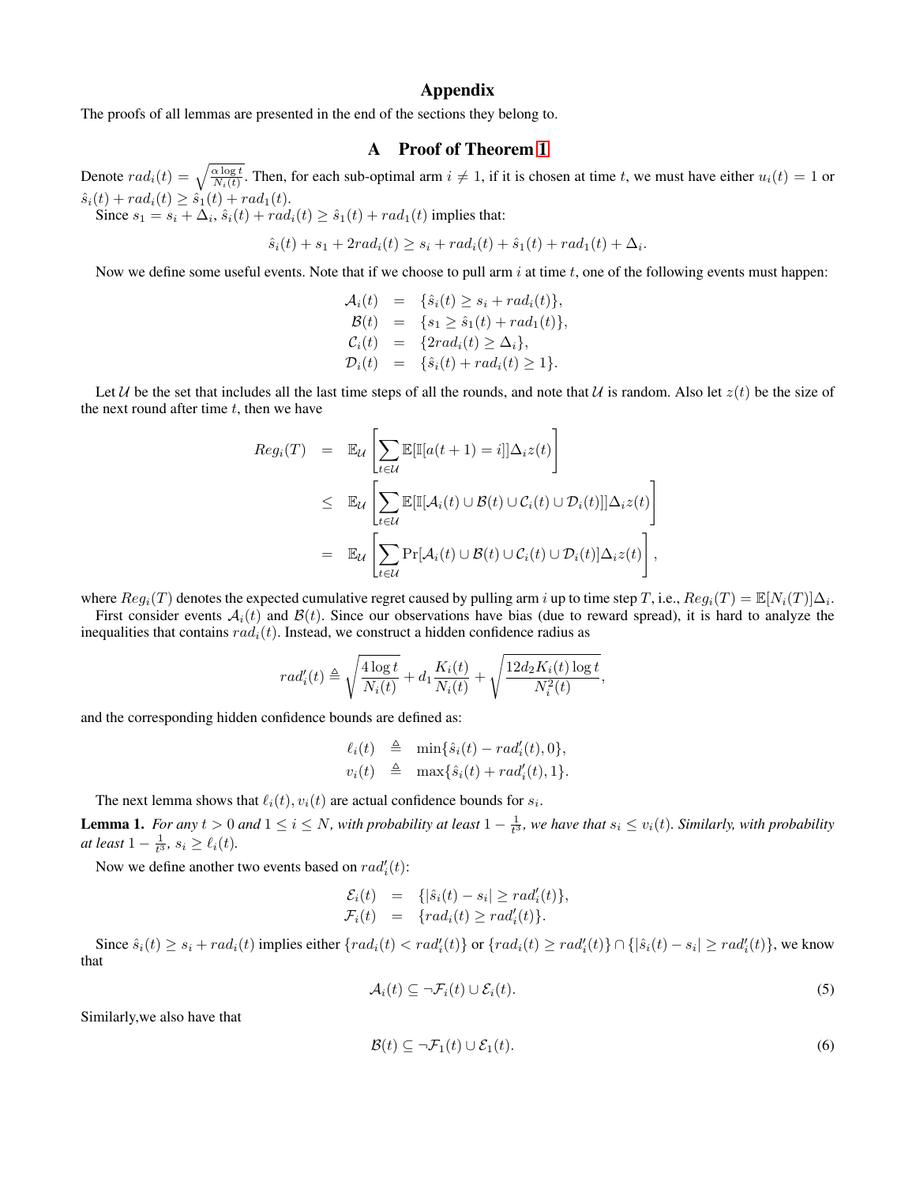# Appendix

The proofs of all lemmas are presented in the end of the sections they belong to.

## A Proof of Theorem 1

Denote $rad_i(t) = \sqrt{\frac{\alpha \log t}{N_i(t)}}$. Then, for each sub-optimal arm $i \neq 1$, if it is chosen at time $t$, we must have either $u_i(t) = 1$ or $\hat{s}_i(t) + rad_i(t) \geq \hat{s}_1(t) + rad_1(t)$.

Since $s_1 = s_i + \Delta_i$, $\hat{s}_i(t) + rad_i(t) \geq \hat{s}_1(t) + rad_1(t)$ implies that:

$$\hat{s}_i(t) + s_1 + 2rad_i(t) \geq s_i + rad_i(t) + \hat{s}_1(t) + rad_1(t) + \Delta_i.$$

Now we define some useful events. Note that if we choose to pull arm $i$ at time $t$, one of the following events must happen:

$$\begin{aligned}
\mathcal{A}_i(t) &= \{\hat{s}_i(t) \geq s_i + rad_i(t)\}, \\
\mathcal{B}(t) &= \{s_1 \geq \hat{s}_1(t) + rad_1(t)\}, \\
\mathcal{C}_i(t) &= \{2rad_i(t) \geq \Delta_i\}, \\
\mathcal{D}_i(t) &= \{\hat{s}_i(t) + rad_i(t) \geq 1\}.
\end{aligned}$$

Let $\mathcal{U}$ be the set that includes all the last time steps of all the rounds, and note that $\mathcal{U}$ is random. Also let $z(t)$ be the size of the next round after time $t$, then we have

$$\begin{aligned}
Reg_i(T) &= \mathbb{E}_{\mathcal{U}}\left[\sum_{t \in \mathcal{U}} \mathbb{E}[\mathbb{I}[a(t+1) = i]]\Delta_i z(t)\right] \\
&\leq \mathbb{E}_{\mathcal{U}}\left[\sum_{t \in \mathcal{U}} \mathbb{E}[\mathbb{I}[\mathcal{A}_i(t) \cup \mathcal{B}(t) \cup \mathcal{C}_i(t) \cup \mathcal{D}_i(t)]]\Delta_i z(t)\right] \\
&= \mathbb{E}_{\mathcal{U}}\left[\sum_{t \in \mathcal{U}} \Pr[\mathcal{A}_i(t) \cup \mathcal{B}(t) \cup \mathcal{C}_i(t) \cup \mathcal{D}_i(t)]\Delta_i z(t)\right],
\end{aligned}$$

where $Reg_i(T)$ denotes the expected cumulative regret caused by pulling arm $i$ up to time step $T$, i.e., $Reg_i(T) = \mathbb{E}[N_i(T)]\Delta_i$.

First consider events $\mathcal{A}_i(t)$ and $\mathcal{B}(t)$. Since our observations have bias (due to reward spread), it is hard to analyze the inequalities that contains $rad_i(t)$. Instead, we construct a hidden confidence radius as

$$rad'_i(t) \triangleq \sqrt{\frac{4 \log t}{N_i(t)}} + d_1 \frac{K_i(t)}{N_i(t)} + \sqrt{\frac{12 d_2 K_i(t) \log t}{N_i^2(t)}},$$

and the corresponding hidden confidence bounds are defined as:

$$\begin{aligned}
\ell_i(t) &\triangleq \min\{\hat{s}_i(t) - rad'_i(t), 0\}, \\
v_i(t) &\triangleq \max\{\hat{s}_i(t) + rad'_i(t), 1\}.
\end{aligned}$$

The next lemma shows that $\ell_i(t), v_i(t)$ are actual confidence bounds for $s_i$.

**Lemma 1.** *For any $t > 0$ and $1 \leq i \leq N$, with probability at least $1 - \frac{1}{t^3}$, we have that $s_i \leq v_i(t)$. Similarly, with probability at least $1 - \frac{1}{t^3}$, $s_i \geq \ell_i(t)$.*

Now we define another two events based on $rad'_i(t)$:

$$\begin{aligned}
\mathcal{E}_i(t) &= \{|\hat{s}_i(t) - s_i| \geq rad'_i(t)\}, \\
\mathcal{F}_i(t) &= \{rad_i(t) \geq rad'_i(t)\}.
\end{aligned}$$

Since $\hat{s}_i(t) \geq s_i + rad_i(t)$ implies either $\{rad_i(t) < rad'_i(t)\}$ or $\{rad_i(t) \geq rad'_i(t)\} \cap \{|\hat{s}_i(t) - s_i| \geq rad'_i(t)\}$, we know that

$$\mathcal{A}_i(t) \subseteq \neg\mathcal{F}_i(t) \cup \mathcal{E}_i(t). \tag{5}$$

Similarly,we also have that

$$\mathcal{B}(t) \subseteq \neg\mathcal{F}_1(t) \cup \mathcal{E}_1(t). \tag{6}$$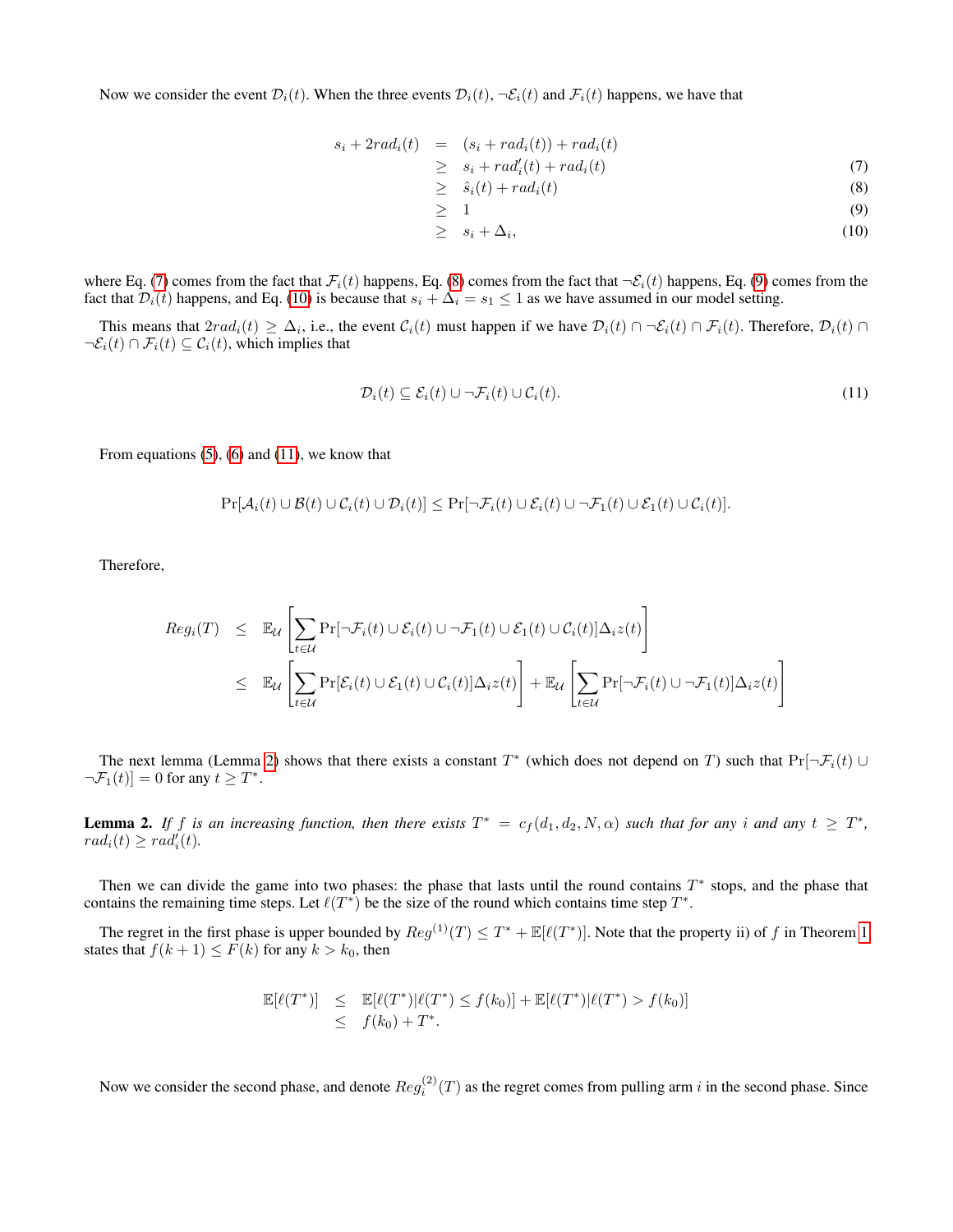Now we consider the event $\mathcal{D}_i(t)$. When the three events $\mathcal{D}_i(t)$, $\neg\mathcal{E}_i(t)$ and $\mathcal{F}_i(t)$ happens, we have that

$$
\begin{aligned}
s_i + 2rad_i(t) &= (s_i + rad_i(t)) + rad_i(t) \\
&\geq s_i + rad_i'(t) + rad_i(t) &(7)\\
&\geq \hat{s}_i(t) + rad_i(t) &(8)\\
&\geq 1 &(9)\\
&\geq s_i + \Delta_i, &(10)
\end{aligned}
$$

where Eq. (7) comes from the fact that $\mathcal{F}_i(t)$ happens, Eq. (8) comes from the fact that $\neg\mathcal{E}_i(t)$ happens, Eq. (9) comes from the fact that $\mathcal{D}_i(t)$ happens, and Eq. (10) is because that $s_i + \Delta_i = s_1 \leq 1$ as we have assumed in our model setting.

This means that $2rad_i(t) \geq \Delta_i$, i.e., the event $\mathcal{C}_i(t)$ must happen if we have $\mathcal{D}_i(t) \cap \neg\mathcal{E}_i(t) \cap \mathcal{F}_i(t)$. Therefore, $\mathcal{D}_i(t) \cap \neg\mathcal{E}_i(t) \cap \mathcal{F}_i(t) \subseteq \mathcal{C}_i(t)$, which implies that

$$
\mathcal{D}_i(t) \subseteq \mathcal{E}_i(t) \cup \neg\mathcal{F}_i(t) \cup \mathcal{C}_i(t). \tag{11}
$$

From equations (5), (6) and (11), we know that

$$
\Pr[\mathcal{A}_i(t) \cup \mathcal{B}(t) \cup \mathcal{C}_i(t) \cup \mathcal{D}_i(t)] \leq \Pr[\neg\mathcal{F}_i(t) \cup \mathcal{E}_i(t) \cup \neg\mathcal{F}_1(t) \cup \mathcal{E}_1(t) \cup \mathcal{C}_i(t)].
$$

Therefore,

$$
\begin{aligned}
Reg_i(T) &\leq \mathbb{E}_{\mathcal{U}}\left[\sum_{t\in\mathcal{U}} \Pr[\neg\mathcal{F}_i(t) \cup \mathcal{E}_i(t) \cup \neg\mathcal{F}_1(t) \cup \mathcal{E}_1(t) \cup \mathcal{C}_i(t)]\Delta_i z(t)\right] \\
&\leq \mathbb{E}_{\mathcal{U}}\left[\sum_{t\in\mathcal{U}} \Pr[\mathcal{E}_i(t) \cup \mathcal{E}_1(t) \cup \mathcal{C}_i(t)]\Delta_i z(t)\right] + \mathbb{E}_{\mathcal{U}}\left[\sum_{t\in\mathcal{U}} \Pr[\neg\mathcal{F}_i(t) \cup \neg\mathcal{F}_1(t)]\Delta_i z(t)\right]
\end{aligned}
$$

The next lemma (Lemma 2) shows that there exists a constant $T^*$ (which does not depend on $T$) such that $\Pr[\neg\mathcal{F}_i(t) \cup \neg\mathcal{F}_1(t)] = 0$ for any $t \geq T^*$.

**Lemma 2.** *If $f$ is an increasing function, then there exists $T^* = c_f(d_1, d_2, N, \alpha)$ such that for any $i$ and any $t \geq T^*$, $rad_i(t) \geq rad_i'(t)$.*

Then we can divide the game into two phases: the phase that lasts until the round contains $T^*$ stops, and the phase that contains the remaining time steps. Let $\ell(T^*)$ be the size of the round which contains time step $T^*$.

The regret in the first phase is upper bounded by $Reg^{(1)}(T) \leq T^* + \mathbb{E}[\ell(T^*)]$. Note that the property ii) of $f$ in Theorem 1 states that $f(k+1) \leq F(k)$ for any $k > k_0$, then

$$
\begin{aligned}
\mathbb{E}[\ell(T^*)] &\leq \mathbb{E}[\ell(T^*)|\ell(T^*) \leq f(k_0)] + \mathbb{E}[\ell(T^*)|\ell(T^*) > f(k_0)] \\
&\leq f(k_0) + T^*.
\end{aligned}
$$

Now we consider the second phase, and denote $Reg_i^{(2)}(T)$ as the regret comes from pulling arm $i$ in the second phase. Since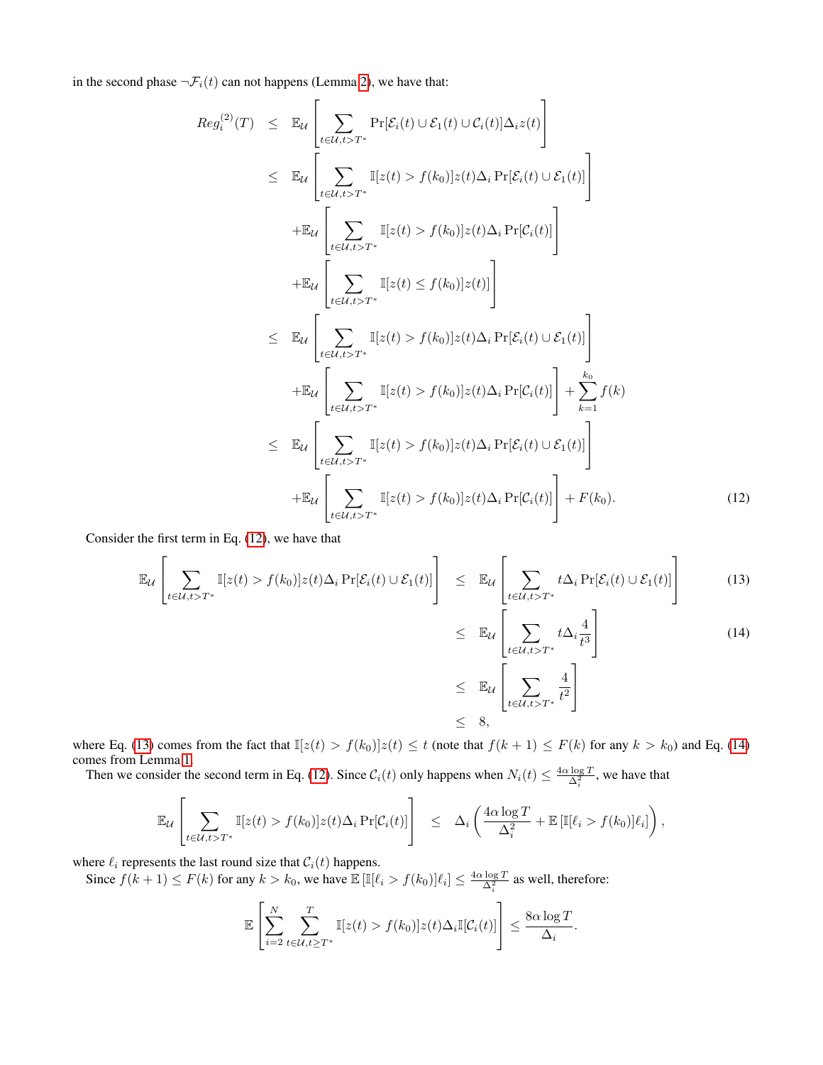in the second phase $\neg\mathcal{F}_i(t)$ can not happens (Lemma 2), we have that:

$$
\begin{aligned}
Reg_i^{(2)}(T) &\leq \mathbb{E}_{\mathcal{U}}\left[\sum_{t\in\mathcal{U},t>T^*}\Pr[\mathcal{E}_i(t)\cup\mathcal{E}_1(t)\cup\mathcal{C}_i(t)]\Delta_i z(t)\right] \\
&\leq \mathbb{E}_{\mathcal{U}}\left[\sum_{t\in\mathcal{U},t>T^*}\mathbb{I}[z(t)>f(k_0)]z(t)\Delta_i\Pr[\mathcal{E}_i(t)\cup\mathcal{E}_1(t)]\right] \\
&\quad+\mathbb{E}_{\mathcal{U}}\left[\sum_{t\in\mathcal{U},t>T^*}\mathbb{I}[z(t)>f(k_0)]z(t)\Delta_i\Pr[\mathcal{C}_i(t)]\right] \\
&\quad+\mathbb{E}_{\mathcal{U}}\left[\sum_{t\in\mathcal{U},t>T^*}\mathbb{I}[z(t)\leq f(k_0)]z(t)\right] \\
&\leq \mathbb{E}_{\mathcal{U}}\left[\sum_{t\in\mathcal{U},t>T^*}\mathbb{I}[z(t)>f(k_0)]z(t)\Delta_i\Pr[\mathcal{E}_i(t)\cup\mathcal{E}_1(t)]\right] \\
&\quad+\mathbb{E}_{\mathcal{U}}\left[\sum_{t\in\mathcal{U},t>T^*}\mathbb{I}[z(t)>f(k_0)]z(t)\Delta_i\Pr[\mathcal{C}_i(t)]\right]+\sum_{k=1}^{k_0}f(k) \\
&\leq \mathbb{E}_{\mathcal{U}}\left[\sum_{t\in\mathcal{U},t>T^*}\mathbb{I}[z(t)>f(k_0)]z(t)\Delta_i\Pr[\mathcal{E}_i(t)\cup\mathcal{E}_1(t)]\right] \\
&\quad+\mathbb{E}_{\mathcal{U}}\left[\sum_{t\in\mathcal{U},t>T^*}\mathbb{I}[z(t)>f(k_0)]z(t)\Delta_i\Pr[\mathcal{C}_i(t)]\right]+F(k_0).
\end{aligned}
\tag{12}
$$

Consider the first term in Eq. (12), we have that

$$
\begin{aligned}
\mathbb{E}_{\mathcal{U}}\left[\sum_{t\in\mathcal{U},t>T^*}\mathbb{I}[z(t)>f(k_0)]z(t)\Delta_i\Pr[\mathcal{E}_i(t)\cup\mathcal{E}_1(t)]\right] &\leq \mathbb{E}_{\mathcal{U}}\left[\sum_{t\in\mathcal{U},t>T^*}t\Delta_i\Pr[\mathcal{E}_i(t)\cup\mathcal{E}_1(t)]\right] && (13)\\
&\leq \mathbb{E}_{\mathcal{U}}\left[\sum_{t\in\mathcal{U},t>T^*}t\Delta_i\frac{4}{t^3}\right] && (14)\\
&\leq \mathbb{E}_{\mathcal{U}}\left[\sum_{t\in\mathcal{U},t>T^*}\frac{4}{t^2}\right] \\
&\leq 8,
\end{aligned}
$$

where Eq. (13) comes from the fact that $\mathbb{I}[z(t)>f(k_0)]z(t)\leq t$ (note that $f(k+1)\leq F(k)$ for any $k>k_0$) and Eq. (14) comes from Lemma 1.

Then we consider the second term in Eq. (12). Since $\mathcal{C}_i(t)$ only happens when $N_i(t)\leq\frac{4\alpha\log T}{\Delta_i^2}$, we have that

$$
\mathbb{E}_{\mathcal{U}}\left[\sum_{t\in\mathcal{U},t>T^*}\mathbb{I}[z(t)>f(k_0)]z(t)\Delta_i\Pr[\mathcal{C}_i(t)]\right] \leq \Delta_i\left(\frac{4\alpha\log T}{\Delta_i^2}+\mathbb{E}\left[\mathbb{I}[\ell_i>f(k_0)]\ell_i\right]\right),
$$

where $\ell_i$ represents the last round size that $\mathcal{C}_i(t)$ happens.

Since $f(k+1)\leq F(k)$ for any $k>k_0$, we have $\mathbb{E}\left[\mathbb{I}[\ell_i>f(k_0)]\ell_i\right]\leq\frac{4\alpha\log T}{\Delta_i^2}$ as well, therefore:

$$
\mathbb{E}\left[\sum_{i=2}^{N}\sum_{t\in\mathcal{U},t\geq T^*}^{T}\mathbb{I}[z(t)>f(k_0)]z(t)\Delta_i\mathbb{I}[\mathcal{C}_i(t)]\right]\leq\frac{8\alpha\log T}{\Delta_i}.
$$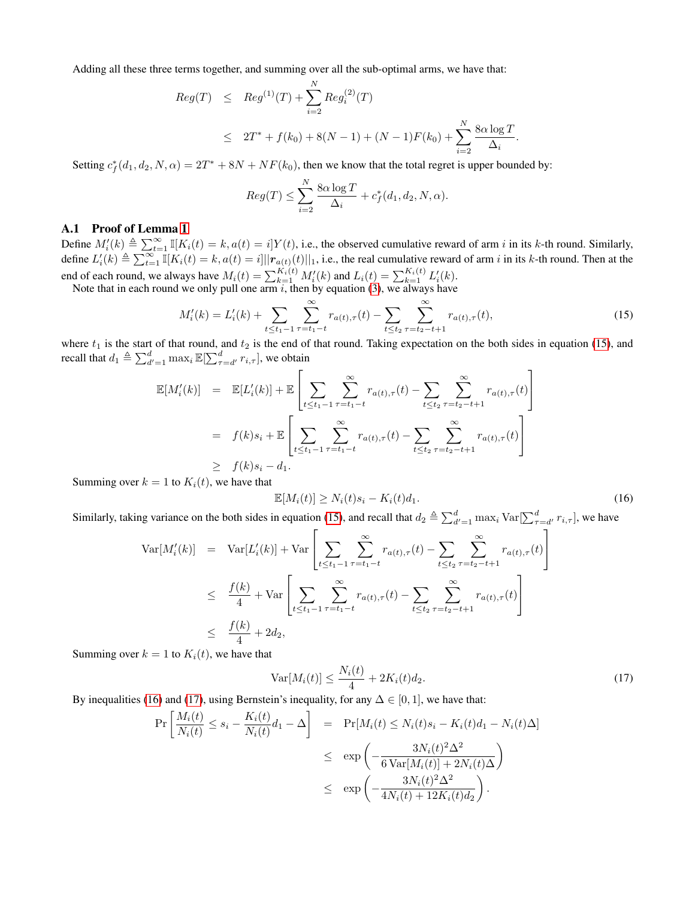Adding all these three terms together, and summing over all the sub-optimal arms, we have that:

$$
\begin{aligned}
Reg(T) &\leq Reg^{(1)}(T) + \sum_{i=2}^{N} Reg_i^{(2)}(T) \\
&\leq 2T^* + f(k_0) + 8(N-1) + (N-1)F(k_0) + \sum_{i=2}^{N} \frac{8\alpha \log T}{\Delta_i}.
\end{aligned}
$$

Setting $c_f^*(d_1, d_2, N, \alpha) = 2T^* + 8N + NF(k_0)$, then we know that the total regret is upper bounded by:

$$
Reg(T) \leq \sum_{i=2}^{N} \frac{8\alpha \log T}{\Delta_i} + c_f^*(d_1, d_2, N, \alpha).
$$

## A.1 Proof of Lemma 1

Define $M_i'(k) \triangleq \sum_{t=1}^{\infty} \mathbb{I}[K_i(t) = k, a(t) = i] Y(t)$, i.e., the observed cumulative reward of arm $i$ in its $k$-th round. Similarly, define $L_i'(k) \triangleq \sum_{t=1}^{\infty} \mathbb{I}[K_i(t) = k, a(t) = i] ||\boldsymbol{r}_{a(t)}(t)||_1$, i.e., the real cumulative reward of arm $i$ in its $k$-th round. Then at the end of each round, we always have $M_i(t) = \sum_{k=1}^{K_i(t)} M_i'(k)$ and $L_i(t) = \sum_{k=1}^{K_i(t)} L_i'(k)$.

Note that in each round we only pull one arm $i$, then by equation (3), we always have

$$
M_i'(k) = L_i'(k) + \sum_{t \leq t_1 - 1} \sum_{\tau = t_1 - t}^{\infty} r_{a(t),\tau}(t) - \sum_{t \leq t_2} \sum_{\tau = t_2 - t + 1}^{\infty} r_{a(t),\tau}(t), \tag{15}
$$

where $t_1$ is the start of that round, and $t_2$ is the end of that round. Taking expectation on the both sides in equation (15), and recall that $d_1 \triangleq \sum_{d'=1}^{d} \max_i \mathbb{E}[\sum_{\tau=d'}^{d} r_{i,\tau}]$, we obtain

$$
\begin{aligned}
\mathbb{E}[M_i'(k)] &= \mathbb{E}[L_i'(k)] + \mathbb{E}\left[\sum_{t \leq t_1 - 1} \sum_{\tau = t_1 - t}^{\infty} r_{a(t),\tau}(t) - \sum_{t \leq t_2} \sum_{\tau = t_2 - t + 1}^{\infty} r_{a(t),\tau}(t)\right] \\
&= f(k)s_i + \mathbb{E}\left[\sum_{t \leq t_1 - 1} \sum_{\tau = t_1 - t}^{\infty} r_{a(t),\tau}(t) - \sum_{t \leq t_2} \sum_{\tau = t_2 - t + 1}^{\infty} r_{a(t),\tau}(t)\right] \\
&\geq f(k)s_i - d_1.
\end{aligned}
$$

Summing over $k = 1$ to $K_i(t)$, we have that

$$
\mathbb{E}[M_i(t)] \geq N_i(t)s_i - K_i(t)d_1. \tag{16}
$$

Similarly, taking variance on the both sides in equation (15), and recall that $d_2 \triangleq \sum_{d'=1}^{d} \max_i \mathrm{Var}[\sum_{\tau=d'}^{d} r_{i,\tau}]$, we have

$$
\begin{aligned}
\mathrm{Var}[M_i'(k)] &= \mathrm{Var}[L_i'(k)] + \mathrm{Var}\left[\sum_{t \leq t_1 - 1} \sum_{\tau = t_1 - t}^{\infty} r_{a(t),\tau}(t) - \sum_{t \leq t_2} \sum_{\tau = t_2 - t + 1}^{\infty} r_{a(t),\tau}(t)\right] \\
&\leq \frac{f(k)}{4} + \mathrm{Var}\left[\sum_{t \leq t_1 - 1} \sum_{\tau = t_1 - t}^{\infty} r_{a(t),\tau}(t) - \sum_{t \leq t_2} \sum_{\tau = t_2 - t + 1}^{\infty} r_{a(t),\tau}(t)\right] \\
&\leq \frac{f(k)}{4} + 2d_2,
\end{aligned}
$$

Summing over $k = 1$ to $K_i(t)$, we have that

$$
\mathrm{Var}[M_i(t)] \leq \frac{N_i(t)}{4} + 2K_i(t)d_2. \tag{17}
$$

By inequalities (16) and (17), using Bernstein's inequality, for any $\Delta \in [0, 1]$, we have that:

$$
\begin{aligned}
\Pr\left[\frac{M_i(t)}{N_i(t)} \leq s_i - \frac{K_i(t)}{N_i(t)}d_1 - \Delta\right] &= \Pr[M_i(t) \leq N_i(t)s_i - K_i(t)d_1 - N_i(t)\Delta] \\
&\leq \exp\left(-\frac{3N_i(t)^2\Delta^2}{6\,\mathrm{Var}[M_i(t)] + 2N_i(t)\Delta}\right) \\
&\leq \exp\left(-\frac{3N_i(t)^2\Delta^2}{4N_i(t) + 12K_i(t)d_2}\right).
\end{aligned}
$$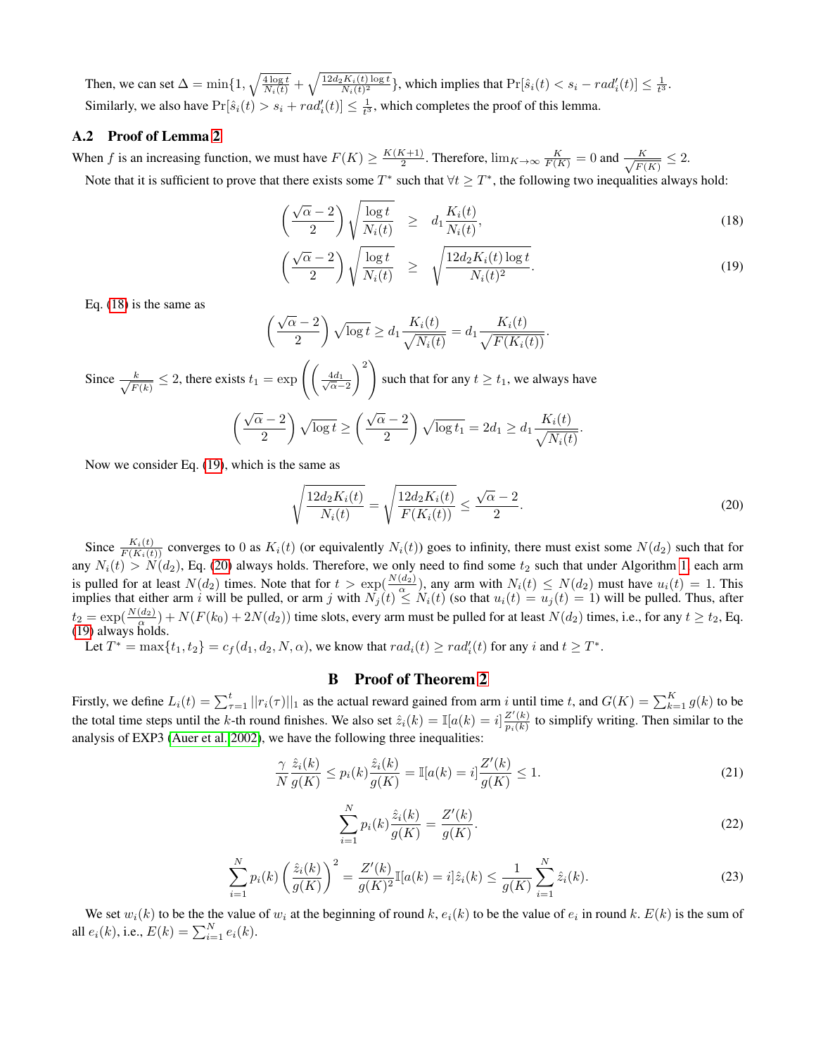Then, we can set $\Delta = \min\{1, \sqrt{\frac{4\log t}{N_i(t)}} + \sqrt{\frac{12 d_2 K_i(t) \log t}{N_i(t)^2}}\}$, which implies that $\Pr[\hat{s}_i(t) < s_i - rad'_i(t)] \le \frac{1}{t^3}$.

Similarly, we also have $\Pr[\hat{s}_i(t) > s_i + rad'_i(t)] \le \frac{1}{t^3}$, which completes the proof of this lemma.

### A.2 Proof of Lemma 2

When $f$ is an increasing function, we must have $F(K) \ge \frac{K(K+1)}{2}$. Therefore, $\lim_{K\to\infty} \frac{K}{F(K)} = 0$ and $\frac{K}{\sqrt{F(K)}} \le 2$.

Note that it is sufficient to prove that there exists some $T^*$ such that $\forall t \ge T^*$, the following two inequalities always hold:

$$\left(\frac{\sqrt{\alpha}-2}{2}\right)\sqrt{\frac{\log t}{N_i(t)}} \ \ \ge \ \ d_1 \frac{K_i(t)}{N_i(t)}, \tag{18}$$

$$\left(\frac{\sqrt{\alpha}-2}{2}\right)\sqrt{\frac{\log t}{N_i(t)}} \ \ \ge \ \ \sqrt{\frac{12 d_2 K_i(t)\log t}{N_i(t)^2}}. \tag{19}$$

Eq. (18) is the same as

$$\left(\frac{\sqrt{\alpha}-2}{2}\right)\sqrt{\log t} \ge d_1 \frac{K_i(t)}{\sqrt{N_i(t)}} = d_1 \frac{K_i(t)}{\sqrt{F(K_i(t))}}.$$

Since $\frac{k}{\sqrt{F(k)}} \le 2$, there exists $t_1 = \exp\left(\left(\frac{4d_1}{\sqrt{\alpha}-2}\right)^2\right)$ such that for any $t \ge t_1$, we always have

$$\left(\frac{\sqrt{\alpha}-2}{2}\right)\sqrt{\log t} \ge \left(\frac{\sqrt{\alpha}-2}{2}\right)\sqrt{\log t_1} = 2d_1 \ge d_1 \frac{K_i(t)}{\sqrt{N_i(t)}}.$$

Now we consider Eq. (19), which is the same as

$$\sqrt{\frac{12 d_2 K_i(t)}{N_i(t)}} = \sqrt{\frac{12 d_2 K_i(t)}{F(K_i(t))}} \le \frac{\sqrt{\alpha}-2}{2}. \tag{20}$$

Since $\frac{K_i(t)}{F(K_i(t))}$ converges to 0 as $K_i(t)$ (or equivalently $N_i(t)$) goes to infinity, there must exist some $N(d_2)$ such that for any $N_i(t) > N(d_2)$, Eq. (20) always holds. Therefore, we only need to find some $t_2$ such that under Algorithm 1, each arm is pulled for at least $N(d_2)$ times. Note that for $t > \exp(\frac{N(d_2)}{\alpha})$, any arm with $N_i(t) \le N(d_2)$ must have $u_i(t) = 1$. This implies that either arm $i$ will be pulled, or arm $j$ with $N_j(t) \le N_i(t)$ (so that $u_i(t) = u_j(t) = 1$) will be pulled. Thus, after $t_2 = \exp(\frac{N(d_2)}{\alpha}) + N(F(k_0) + 2N(d_2))$ time slots, every arm must be pulled for at least $N(d_2)$ times, i.e., for any $t \ge t_2$, Eq. (19) always holds.

Let $T^* = \max\{t_1, t_2\} = c_f(d_1, d_2, N, \alpha)$, we know that $rad_i(t) \ge rad'_i(t)$ for any $i$ and $t \ge T^*$.

## B Proof of Theorem 2

Firstly, we define $L_i(t) = \sum_{\tau=1}^t ||r_i(\tau)||_1$ as the actual reward gained from arm $i$ until time $t$, and $G(K) = \sum_{k=1}^K g(k)$ to be the total time steps until the $k$-th round finishes. We also set $\hat{z}_i(k) = \mathbb{I}[a(k) = i]\frac{Z'(k)}{p_i(k)}$ to simplify writing. Then similar to the analysis of EXP3 (Auer et al. 2002), we have the following three inequalities:

$$\frac{\gamma}{N}\frac{\hat{z}_i(k)}{g(K)} \le p_i(k)\frac{\hat{z}_i(k)}{g(K)} = \mathbb{I}[a(k) = i]\frac{Z'(k)}{g(K)} \le 1. \tag{21}$$

$$\sum_{i=1}^N p_i(k)\frac{\hat{z}_i(k)}{g(K)} = \frac{Z'(k)}{g(K)}. \tag{22}$$

$$\sum_{i=1}^N p_i(k)\left(\frac{\hat{z}_i(k)}{g(K)}\right)^2 = \frac{Z'(k)}{g(K)^2}\mathbb{I}[a(k) = i]\hat{z}_i(k) \le \frac{1}{g(K)}\sum_{i=1}^N \hat{z}_i(k). \tag{23}$$

We set $w_i(k)$ to be the the value of $w_i$ at the beginning of round $k$, $e_i(k)$ to be the value of $e_i$ in round $k$. $E(k)$ is the sum of all $e_i(k)$, i.e., $E(k) = \sum_{i=1}^N e_i(k)$.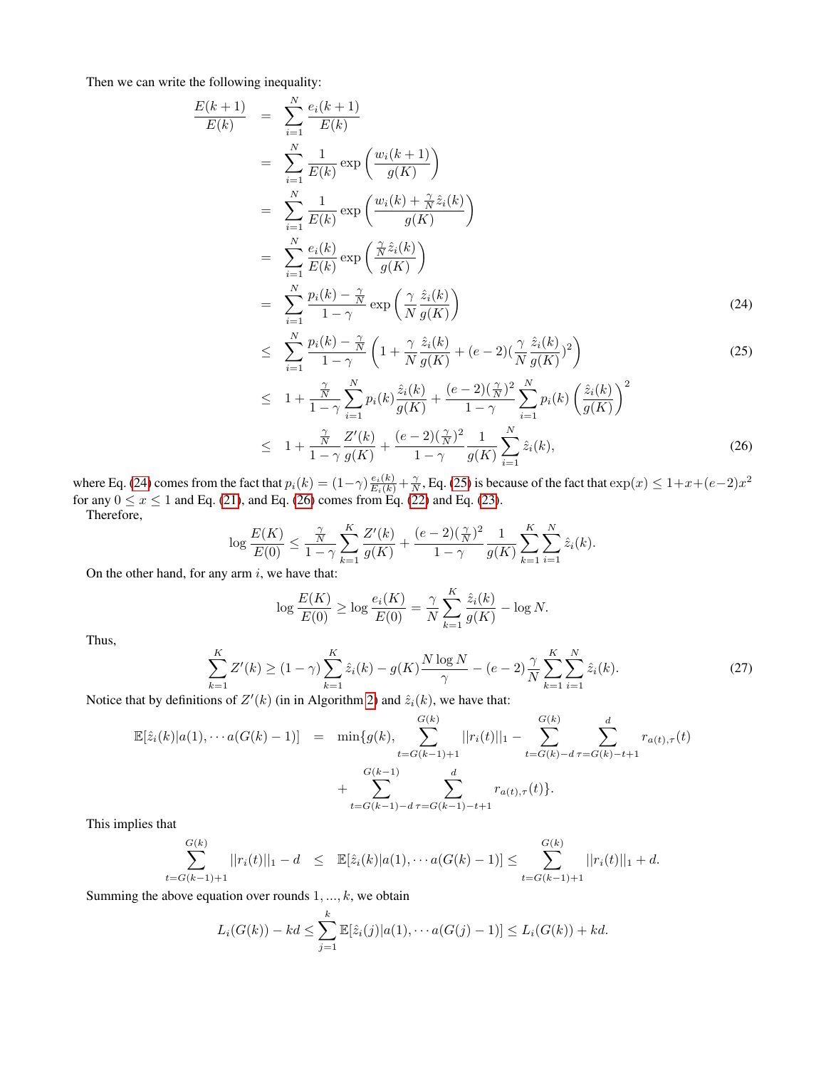Then we can write the following inequality:

$$
\begin{aligned}
\frac{E(k+1)}{E(k)} &= \sum_{i=1}^{N} \frac{e_i(k+1)}{E(k)} \\
&= \sum_{i=1}^{N} \frac{1}{E(k)} \exp\left(\frac{w_i(k+1)}{g(K)}\right) \\
&= \sum_{i=1}^{N} \frac{1}{E(k)} \exp\left(\frac{w_i(k) + \frac{\gamma}{N}\hat{z}_i(k)}{g(K)}\right) \\
&= \sum_{i=1}^{N} \frac{e_i(k)}{E(k)} \exp\left(\frac{\frac{\gamma}{N}\hat{z}_i(k)}{g(K)}\right) \\
&= \sum_{i=1}^{N} \frac{p_i(k) - \frac{\gamma}{N}}{1-\gamma} \exp\left(\frac{\gamma}{N}\frac{\hat{z}_i(k)}{g(K)}\right) & (24) \\
&\leq \sum_{i=1}^{N} \frac{p_i(k) - \frac{\gamma}{N}}{1-\gamma} \left(1 + \frac{\gamma}{N}\frac{\hat{z}_i(k)}{g(K)} + (e-2)(\frac{\gamma}{N}\frac{\hat{z}_i(k)}{g(K)})^2\right) & (25) \\
&\leq 1 + \frac{\frac{\gamma}{N}}{1-\gamma}\sum_{i=1}^{N} p_i(k)\frac{\hat{z}_i(k)}{g(K)} + \frac{(e-2)(\frac{\gamma}{N})^2}{1-\gamma}\sum_{i=1}^{N} p_i(k)\left(\frac{\hat{z}_i(k)}{g(K)}\right)^2 \\
&\leq 1 + \frac{\frac{\gamma}{N}}{1-\gamma}\frac{Z'(k)}{g(K)} + \frac{(e-2)(\frac{\gamma}{N})^2}{1-\gamma}\frac{1}{g(K)}\sum_{i=1}^{N}\hat{z}_i(k), & (26)
\end{aligned}
$$

where Eq. (24) comes from the fact that $p_i(k) = (1-\gamma)\frac{e_i(k)}{E_i(k)} + \frac{\gamma}{N}$, Eq. (25) is because of the fact that $\exp(x) \leq 1 + x + (e-2)x^2$ for any $0 \leq x \leq 1$ and Eq. (21), and Eq. (26) comes from Eq. (22) and Eq. (23).

Therefore,

$$
\log\frac{E(K)}{E(0)} \leq \frac{\frac{\gamma}{N}}{1-\gamma}\sum_{k=1}^{K}\frac{Z'(k)}{g(K)} + \frac{(e-2)(\frac{\gamma}{N})^2}{1-\gamma}\frac{1}{g(K)}\sum_{k=1}^{K}\sum_{i=1}^{N}\hat{z}_i(k).
$$

On the other hand, for any arm $i$, we have that:

$$
\log\frac{E(K)}{E(0)} \geq \log\frac{e_i(K)}{E(0)} = \frac{\gamma}{N}\sum_{k=1}^{K}\frac{\hat{z}_i(k)}{g(K)} - \log N.
$$

Thus,

$$
\sum_{k=1}^{K} Z'(k) \geq (1-\gamma)\sum_{k=1}^{K}\hat{z}_i(k) - g(K)\frac{N\log N}{\gamma} - (e-2)\frac{\gamma}{N}\sum_{k=1}^{K}\sum_{i=1}^{N}\hat{z}_i(k). \tag{27}
$$

Notice that by definitions of $Z'(k)$ (in in Algorithm 2) and $\hat{z}_i(k)$, we have that:

$$
\begin{aligned}
\mathbb{E}[\hat{z}_i(k)|a(1),\cdots a(G(k)-1)] &= \min\{g(k), \sum_{t=G(k-1)+1}^{G(k)} ||r_i(t)||_1 - \sum_{t=G(k)-d}^{G(k)}\sum_{\tau=G(k)-t+1}^{d} r_{a(t),\tau}(t) \\
&\quad + \sum_{t=G(k-1)-d}^{G(k-1)}\sum_{\tau=G(k-1)-t+1}^{d} r_{a(t),\tau}(t)\}.
\end{aligned}
$$

This implies that

$$
\sum_{t=G(k-1)+1}^{G(k)} ||r_i(t)||_1 - d \leq \mathbb{E}[\hat{z}_i(k)|a(1),\cdots a(G(k)-1)] \leq \sum_{t=G(k-1)+1}^{G(k)} ||r_i(t)||_1 + d.
$$

Summing the above equation over rounds $1, ..., k$, we obtain

$$
L_i(G(k)) - kd \leq \sum_{j=1}^{k}\mathbb{E}[\hat{z}_i(j)|a(1),\cdots a(G(j)-1)] \leq L_i(G(k)) + kd.
$$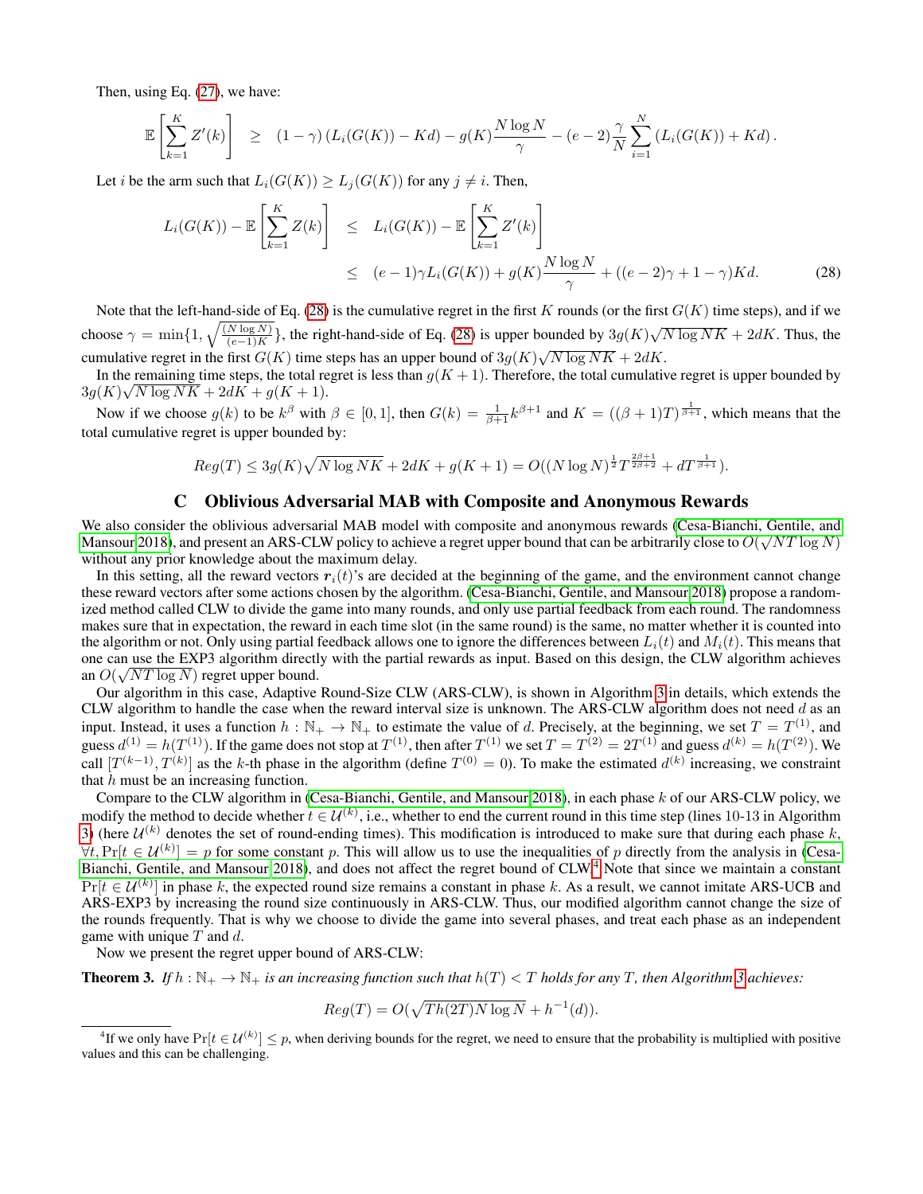Then, using Eq. (27), we have:

$$\mathbb{E}\left[\sum_{k=1}^{K} Z'(k)\right] \quad \geq \quad (1-\gamma)\left(L_i(G(K)) - Kd\right) - g(K)\frac{N\log N}{\gamma} - (e-2)\frac{\gamma}{N}\sum_{i=1}^{N}\left(L_i(G(K)) + Kd\right).$$

Let $i$ be the arm such that $L_i(G(K)) \geq L_j(G(K))$ for any $j \neq i$. Then,

$$\begin{aligned} L_i(G(K)) - \mathbb{E}\left[\sum_{k=1}^{K} Z(k)\right] \quad &\leq \quad L_i(G(K)) - \mathbb{E}\left[\sum_{k=1}^{K} Z'(k)\right] \\ &\leq \quad (e-1)\gamma L_i(G(K)) + g(K)\frac{N\log N}{\gamma} + ((e-2)\gamma + 1 - \gamma)Kd. \end{aligned} \tag{28}$$

Note that the left-hand-side of Eq. (28) is the cumulative regret in the first $K$ rounds (or the first $G(K)$ time steps), and if we choose $\gamma = \min\{1, \sqrt{\frac{(N\log N)}{(e-1)K}}\}$, the right-hand-side of Eq. (28) is upper bounded by $3g(K)\sqrt{N\log NK} + 2dK$. Thus, the cumulative regret in the first $G(K)$ time steps has an upper bound of $3g(K)\sqrt{N\log NK} + 2dK$.

In the remaining time steps, the total regret is less than $g(K+1)$. Therefore, the total cumulative regret is upper bounded by $3g(K)\sqrt{N\log NK} + 2dK + g(K+1)$.

Now if we choose $g(k)$ to be $k^\beta$ with $\beta \in [0,1]$, then $G(k) = \frac{1}{\beta+1}k^{\beta+1}$ and $K = ((\beta+1)T)^{\frac{1}{\beta+1}}$, which means that the total cumulative regret is upper bounded by:

$$Reg(T) \leq 3g(K)\sqrt{N\log NK} + 2dK + g(K+1) = O((N\log N)^{\frac{1}{2}}T^{\frac{2\beta+1}{2\beta+2}} + dT^{\frac{1}{\beta+1}}).$$

## C Oblivious Adversarial MAB with Composite and Anonymous Rewards

We also consider the oblivious adversarial MAB model with composite and anonymous rewards (Cesa-Bianchi, Gentile, and Mansour 2018), and present an ARS-CLW policy to achieve a regret upper bound that can be arbitrarily close to $O(\sqrt{NT\log N})$ without any prior knowledge about the maximum delay.

In this setting, all the reward vectors $\boldsymbol{r}_i(t)$'s are decided at the beginning of the game, and the environment cannot change these reward vectors after some actions chosen by the algorithm. (Cesa-Bianchi, Gentile, and Mansour 2018) propose a randomized method called CLW to divide the game into many rounds, and only use partial feedback from each round. The randomness makes sure that in expectation, the reward in each time slot (in the same round) is the same, no matter whether it is counted into the algorithm or not. Only using partial feedback allows one to ignore the differences between $L_i(t)$ and $M_i(t)$. This means that one can use the EXP3 algorithm directly with the partial rewards as input. Based on this design, the CLW algorithm achieves an $O(\sqrt{NT\log N})$ regret upper bound.

Our algorithm in this case, Adaptive Round-Size CLW (ARS-CLW), is shown in Algorithm 3 in details, which extends the CLW algorithm to handle the case when the reward interval size is unknown. The ARS-CLW algorithm does not need $d$ as an input. Instead, it uses a function $h: \mathbb{N}_+ \to \mathbb{N}_+$ to estimate the value of $d$. Precisely, at the beginning, we set $T = T^{(1)}$, and guess $d^{(1)} = h(T^{(1)})$. If the game does not stop at $T^{(1)}$, then after $T^{(1)}$ we set $T = T^{(2)} = 2T^{(1)}$ and guess $d^{(k)} = h(T^{(2)})$. We call $[T^{(k-1)}, T^{(k)}]$ as the $k$-th phase in the algorithm (define $T^{(0)} = 0$). To make the estimated $d^{(k)}$ increasing, we constraint that $h$ must be an increasing function.

Compare to the CLW algorithm in (Cesa-Bianchi, Gentile, and Mansour 2018), in each phase $k$ of our ARS-CLW policy, we modify the method to decide whether $t \in \mathcal{U}^{(k)}$, i.e., whether to end the current round in this time step (lines 10-13 in Algorithm 3) (here $\mathcal{U}^{(k)}$ denotes the set of round-ending times). This modification is introduced to make sure that during each phase $k$, $\forall t, \Pr[t \in \mathcal{U}^{(k)}] = p$ for some constant $p$. This will allow us to use the inequalities of $p$ directly from the analysis in (Cesa-Bianchi, Gentile, and Mansour 2018), and does not affect the regret bound of CLW.[4] Note that since we maintain a constant $\Pr[t \in \mathcal{U}^{(k)}]$ in phase $k$, the expected round size remains a constant in phase $k$. As a result, we cannot imitate ARS-UCB and ARS-EXP3 by increasing the round size continuously in ARS-CLW. Thus, our modified algorithm cannot change the size of the rounds frequently. That is why we choose to divide the game into several phases, and treat each phase as an independent game with unique $T$ and $d$.

Now we present the regret upper bound of ARS-CLW:

**Theorem 3.** *If $h: \mathbb{N}_+ \to \mathbb{N}_+$ is an increasing function such that $h(T) < T$ holds for any $T$, then Algorithm 3 achieves:*

$$Reg(T) = O(\sqrt{Th(2T)N\log N} + h^{-1}(d)).$$

[4] If we only have $\Pr[t \in \mathcal{U}^{(k)}] \leq p$, when deriving bounds for the regret, we need to ensure that the probability is multiplied with positive values and this can be challenging.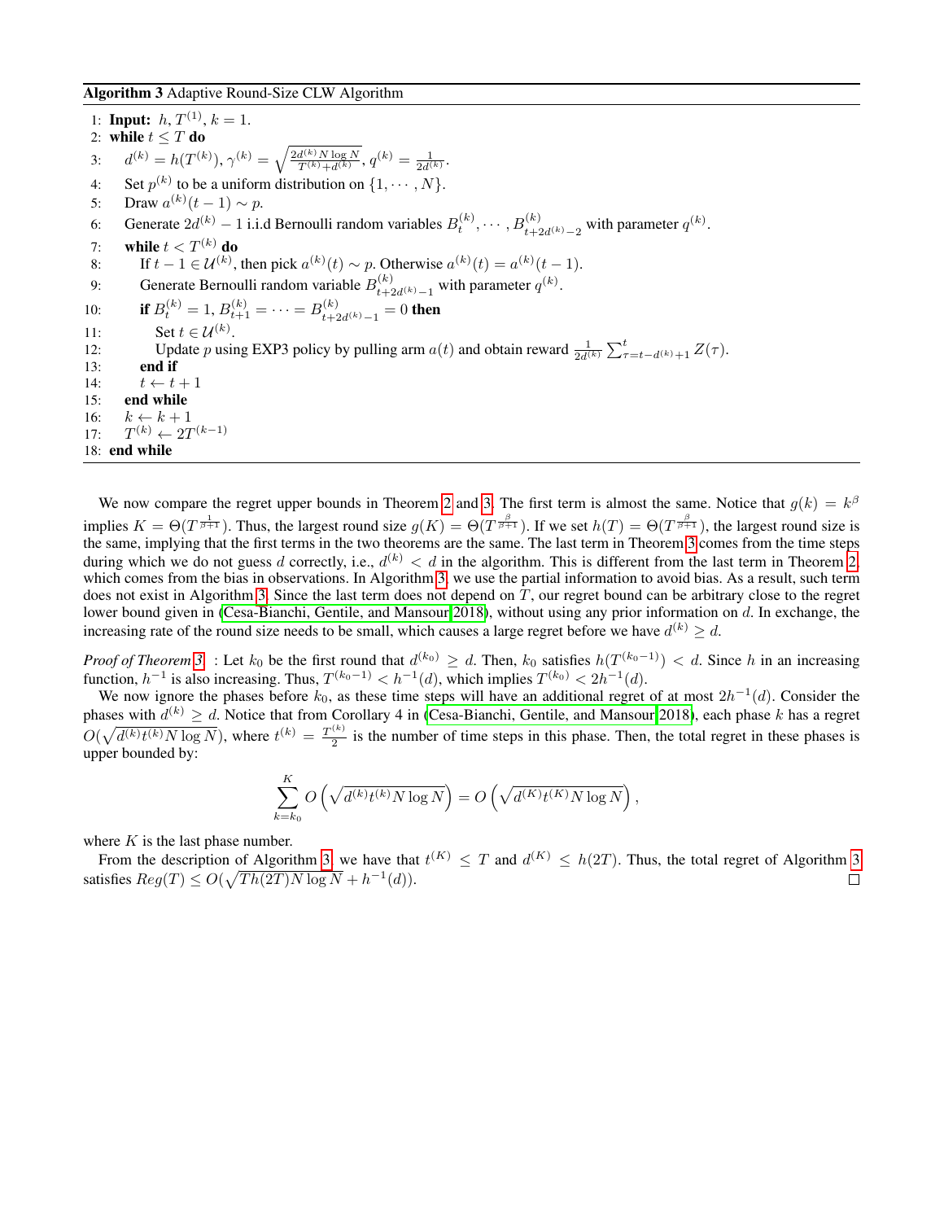**Algorithm 3** Adaptive Round-Size CLW Algorithm

```
1: Input: h, T^(1), k = 1.
2: while t ≤ T do
3:   d^(k) = h(T^(k)), γ^(k) = sqrt( 2d^(k) N log N / (T^(k) + d^(k)) ), q^(k) = 1/(2d^(k)).
4:   Set p^(k) to be a uniform distribution on {1, ···, N}.
5:   Draw a^(k)(t − 1) ~ p.
6:   Generate 2d^(k) − 1 i.i.d Bernoulli random variables B_t^(k), ···, B_{t+2d^(k)−2}^(k) with parameter q^(k).
7:   while t < T^(k) do
8:     If t − 1 ∈ U^(k), then pick a^(k)(t) ~ p. Otherwise a^(k)(t) = a^(k)(t − 1).
9:     Generate Bernoulli random variable B_{t+2d^(k)−1}^(k) with parameter q^(k).
10:    if B_t^(k) = 1, B_{t+1}^(k) = ··· = B_{t+2d^(k)−1}^(k) = 0 then
11:      Set t ∈ U^(k).
12:      Update p using EXP3 policy by pulling arm a(t) and obtain reward (1/(2d^(k))) Σ_{τ=t−d^(k)+1}^{t} Z(τ).
13:    end if
14:    t ← t + 1
15:  end while
16:  k ← k + 1
17:  T^(k) ← 2T^(k−1)
18: end while
```

We now compare the regret upper bounds in Theorem 2 and 3. The first term is almost the same. Notice that $g(k) = k^\beta$ implies $K = \Theta(T^{\frac{1}{\beta+1}})$. Thus, the largest round size $g(K) = \Theta(T^{\frac{\beta}{\beta+1}})$. If we set $h(T) = \Theta(T^{\frac{\beta}{\beta+1}})$, the largest round size is the same, implying that the first terms in the two theorems are the same. The last term in Theorem 3 comes from the time steps during which we do not guess $d$ correctly, i.e., $d^{(k)} < d$ in the algorithm. This is different from the last term in Theorem 2, which comes from the bias in observations. In Algorithm 3, we use the partial information to avoid bias. As a result, such term does not exist in Algorithm 3. Since the last term does not depend on $T$, our regret bound can be arbitrary close to the regret lower bound given in (Cesa-Bianchi, Gentile, and Mansour 2018), without using any prior information on $d$. In exchange, the increasing rate of the round size needs to be small, which causes a large regret before we have $d^{(k)} \geq d$.

*Proof of Theorem 3* : Let $k_0$ be the first round that $d^{(k_0)} \geq d$. Then, $k_0$ satisfies $h(T^{(k_0-1)}) < d$. Since $h$ in an increasing function, $h^{-1}$ is also increasing. Thus, $T^{(k_0-1)} < h^{-1}(d)$, which implies $T^{(k_0)} < 2h^{-1}(d)$.

We now ignore the phases before $k_0$, as these time steps will have an additional regret of at most $2h^{-1}(d)$. Consider the phases with $d^{(k)} \geq d$. Notice that from Corollary 4 in (Cesa-Bianchi, Gentile, and Mansour 2018), each phase $k$ has a regret $O(\sqrt{d^{(k)} t^{(k)} N \log N})$, where $t^{(k)} = \frac{T^{(k)}}{2}$ is the number of time steps in this phase. Then, the total regret in these phases is upper bounded by:

$$\sum_{k=k_0}^{K} O\left(\sqrt{d^{(k)} t^{(k)} N \log N}\right) = O\left(\sqrt{d^{(K)} t^{(K)} N \log N}\right),$$

where $K$ is the last phase number.

From the description of Algorithm 3, we have that $t^{(K)} \leq T$ and $d^{(K)} \leq h(2T)$. Thus, the total regret of Algorithm 3 satisfies $Reg(T) \leq O(\sqrt{Th(2T)N \log N} + h^{-1}(d))$. $\square$